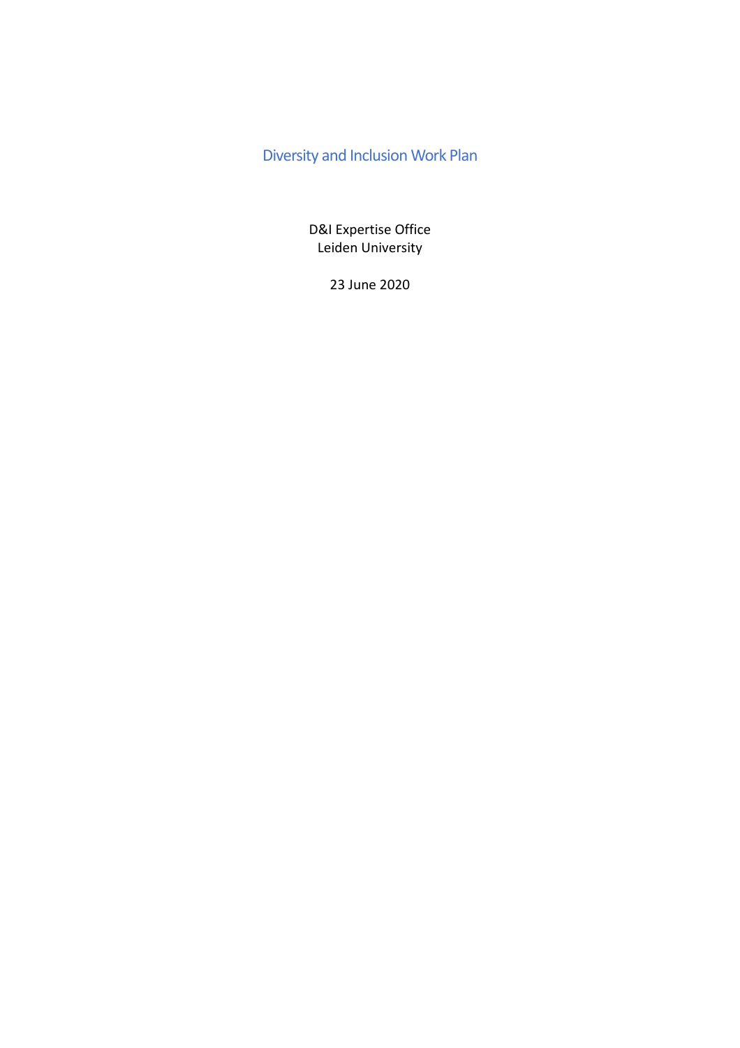# Diversity and Inclusion Work Plan

D&I Expertise Office
Leiden University

23 June 2020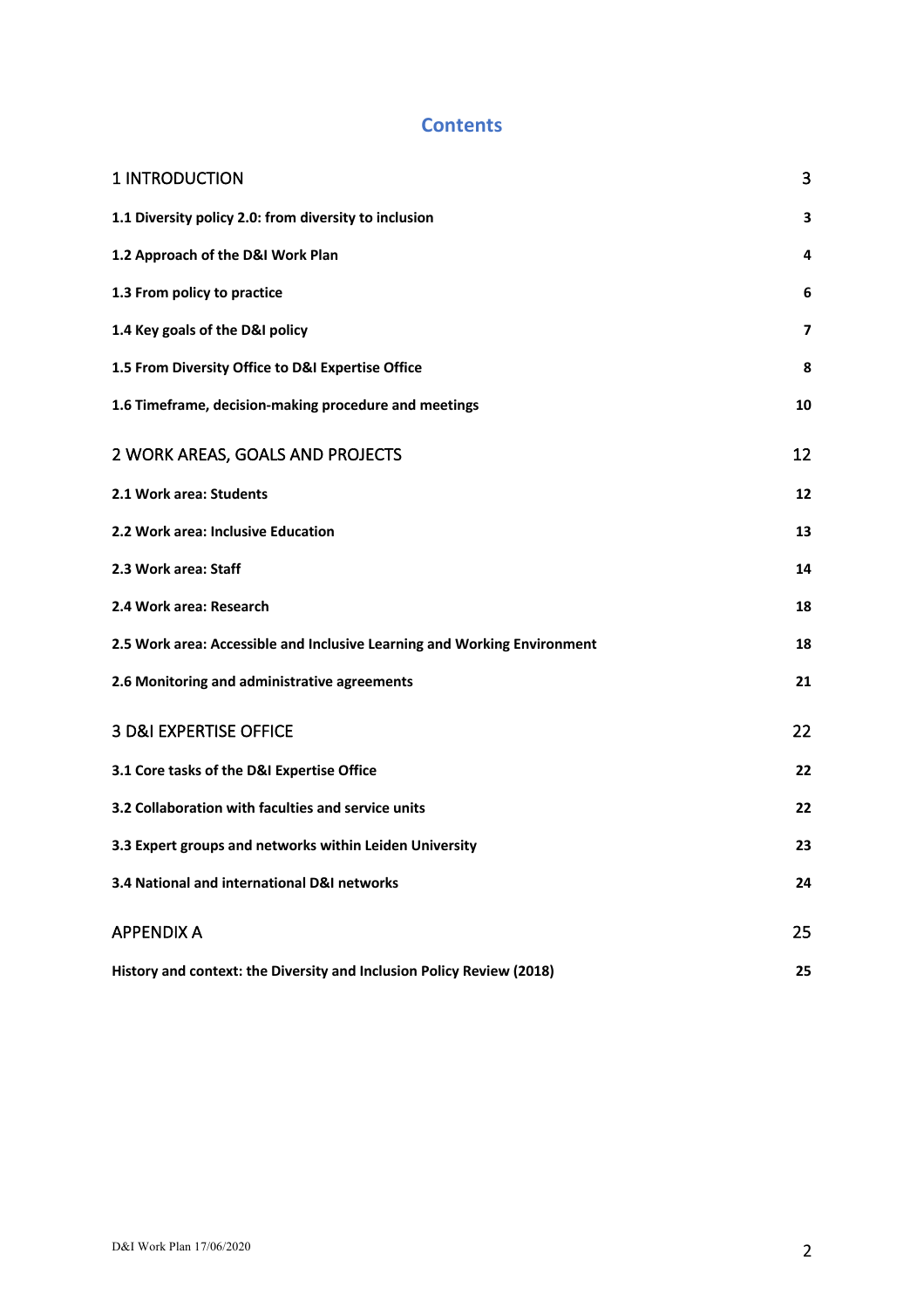## Contents

| | |
|---|---|
| 1 INTRODUCTION | 3 |
| **1.1 Diversity policy 2.0: from diversity to inclusion** | **3** |
| **1.2 Approach of the D&I Work Plan** | **4** |
| **1.3 From policy to practice** | **6** |
| **1.4 Key goals of the D&I policy** | **7** |
| **1.5 From Diversity Office to D&I Expertise Office** | **8** |
| **1.6 Timeframe, decision-making procedure and meetings** | **10** |
| 2 WORK AREAS, GOALS AND PROJECTS | 12 |
| **2.1 Work area: Students** | **12** |
| **2.2 Work area: Inclusive Education** | **13** |
| **2.3 Work area: Staff** | **14** |
| **2.4 Work area: Research** | **18** |
| **2.5 Work area: Accessible and Inclusive Learning and Working Environment** | **18** |
| **2.6 Monitoring and administrative agreements** | **21** |
| 3 D&I EXPERTISE OFFICE | 22 |
| **3.1 Core tasks of the D&I Expertise Office** | **22** |
| **3.2 Collaboration with faculties and service units** | **22** |
| **3.3 Expert groups and networks within Leiden University** | **23** |
| **3.4 National and international D&I networks** | **24** |
| APPENDIX A | 25 |
| **History and context: the Diversity and Inclusion Policy Review (2018)** | **25** |

D&I Work Plan 17/06/2020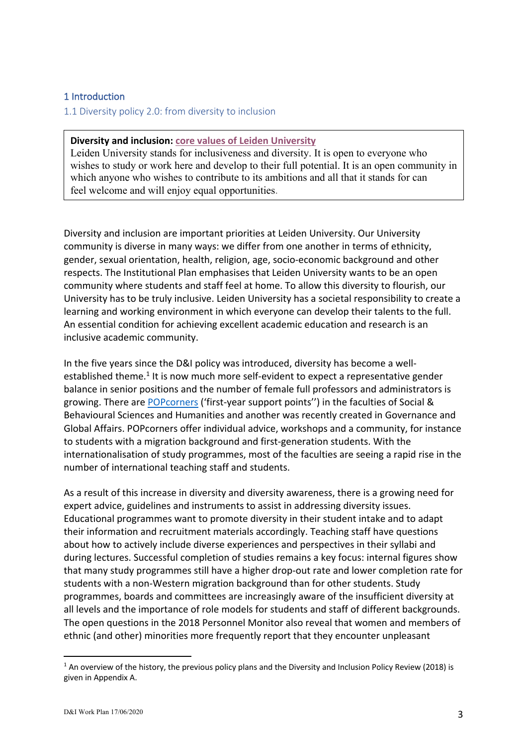# 1 Introduction

## 1.1 Diversity policy 2.0: from diversity to inclusion

> **Diversity and inclusion: core values of Leiden University**
> Leiden University stands for inclusiveness and diversity. It is open to everyone who wishes to study or work here and develop to their full potential. It is an open community in which anyone who wishes to contribute to its ambitions and all that it stands for can feel welcome and will enjoy equal opportunities.

Diversity and inclusion are important priorities at Leiden University. Our University community is diverse in many ways: we differ from one another in terms of ethnicity, gender, sexual orientation, health, religion, age, socio-economic background and other respects. The Institutional Plan emphasises that Leiden University wants to be an open community where students and staff feel at home. To allow this diversity to flourish, our University has to be truly inclusive. Leiden University has a societal responsibility to create a learning and working environment in which everyone can develop their talents to the full. An essential condition for achieving excellent academic education and research is an inclusive academic community.

In the five years since the D&I policy was introduced, diversity has become a well-established theme.[1] It is now much more self-evident to expect a representative gender balance in senior positions and the number of female full professors and administrators is growing. There are POPcorners ('first-year support points'') in the faculties of Social & Behavioural Sciences and Humanities and another was recently created in Governance and Global Affairs. POPcorners offer individual advice, workshops and a community, for instance to students with a migration background and first-generation students. With the internationalisation of study programmes, most of the faculties are seeing a rapid rise in the number of international teaching staff and students.

As a result of this increase in diversity and diversity awareness, there is a growing need for expert advice, guidelines and instruments to assist in addressing diversity issues. Educational programmes want to promote diversity in their student intake and to adapt their information and recruitment materials accordingly. Teaching staff have questions about how to actively include diverse experiences and perspectives in their syllabi and during lectures. Successful completion of studies remains a key focus: internal figures show that many study programmes still have a higher drop-out rate and lower completion rate for students with a non-Western migration background than for other students. Study programmes, boards and committees are increasingly aware of the insufficient diversity at all levels and the importance of role models for students and staff of different backgrounds. The open questions in the 2018 Personnel Monitor also reveal that women and members of ethnic (and other) minorities more frequently report that they encounter unpleasant

[1] An overview of the history, the previous policy plans and the Diversity and Inclusion Policy Review (2018) is given in Appendix A.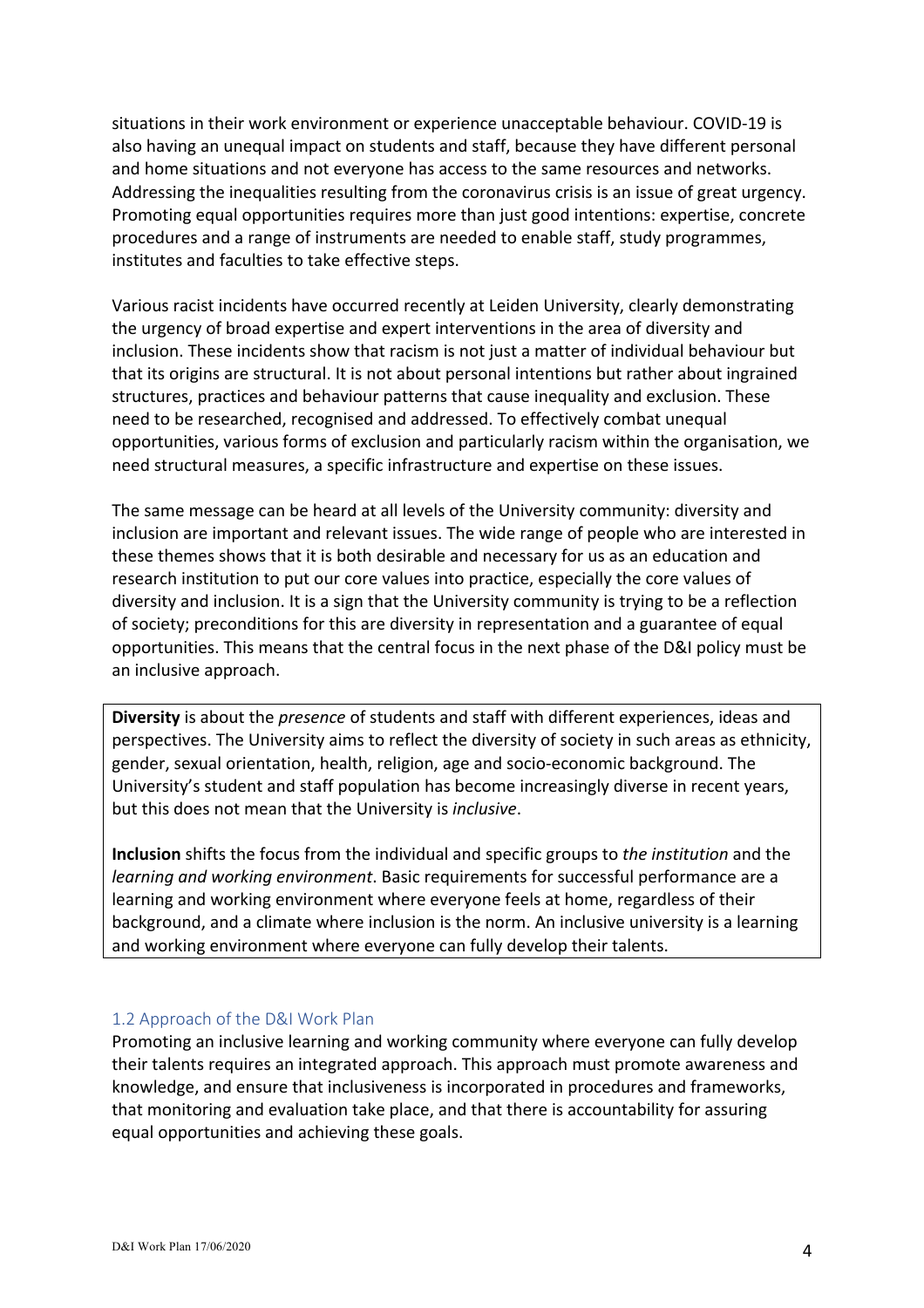situations in their work environment or experience unacceptable behaviour. COVID-19 is also having an unequal impact on students and staff, because they have different personal and home situations and not everyone has access to the same resources and networks. Addressing the inequalities resulting from the coronavirus crisis is an issue of great urgency. Promoting equal opportunities requires more than just good intentions: expertise, concrete procedures and a range of instruments are needed to enable staff, study programmes, institutes and faculties to take effective steps.

Various racist incidents have occurred recently at Leiden University, clearly demonstrating the urgency of broad expertise and expert interventions in the area of diversity and inclusion. These incidents show that racism is not just a matter of individual behaviour but that its origins are structural. It is not about personal intentions but rather about ingrained structures, practices and behaviour patterns that cause inequality and exclusion. These need to be researched, recognised and addressed. To effectively combat unequal opportunities, various forms of exclusion and particularly racism within the organisation, we need structural measures, a specific infrastructure and expertise on these issues.

The same message can be heard at all levels of the University community: diversity and inclusion are important and relevant issues. The wide range of people who are interested in these themes shows that it is both desirable and necessary for us as an education and research institution to put our core values into practice, especially the core values of diversity and inclusion. It is a sign that the University community is trying to be a reflection of society; preconditions for this are diversity in representation and a guarantee of equal opportunities. This means that the central focus in the next phase of the D&I policy must be an inclusive approach.

**Diversity** is about the *presence* of students and staff with different experiences, ideas and perspectives. The University aims to reflect the diversity of society in such areas as ethnicity, gender, sexual orientation, health, religion, age and socio-economic background. The University's student and staff population has become increasingly diverse in recent years, but this does not mean that the University is *inclusive*.

**Inclusion** shifts the focus from the individual and specific groups to *the institution* and the *learning and working environment*. Basic requirements for successful performance are a learning and working environment where everyone feels at home, regardless of their background, and a climate where inclusion is the norm. An inclusive university is a learning and working environment where everyone can fully develop their talents.

### 1.2 Approach of the D&I Work Plan

Promoting an inclusive learning and working community where everyone can fully develop their talents requires an integrated approach. This approach must promote awareness and knowledge, and ensure that inclusiveness is incorporated in procedures and frameworks, that monitoring and evaluation take place, and that there is accountability for assuring equal opportunities and achieving these goals.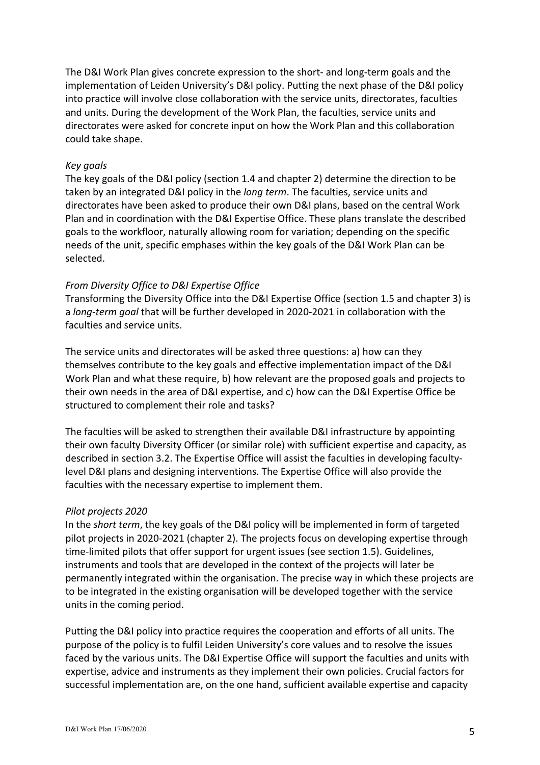The D&I Work Plan gives concrete expression to the short- and long-term goals and the implementation of Leiden University's D&I policy. Putting the next phase of the D&I policy into practice will involve close collaboration with the service units, directorates, faculties and units. During the development of the Work Plan, the faculties, service units and directorates were asked for concrete input on how the Work Plan and this collaboration could take shape.

*Key goals*

The key goals of the D&I policy (section 1.4 and chapter 2) determine the direction to be taken by an integrated D&I policy in the *long term*. The faculties, service units and directorates have been asked to produce their own D&I plans, based on the central Work Plan and in coordination with the D&I Expertise Office. These plans translate the described goals to the workfloor, naturally allowing room for variation; depending on the specific needs of the unit, specific emphases within the key goals of the D&I Work Plan can be selected.

*From Diversity Office to D&I Expertise Office*

Transforming the Diversity Office into the D&I Expertise Office (section 1.5 and chapter 3) is a *long-term goal* that will be further developed in 2020-2021 in collaboration with the faculties and service units.

The service units and directorates will be asked three questions: a) how can they themselves contribute to the key goals and effective implementation impact of the D&I Work Plan and what these require, b) how relevant are the proposed goals and projects to their own needs in the area of D&I expertise, and c) how can the D&I Expertise Office be structured to complement their role and tasks?

The faculties will be asked to strengthen their available D&I infrastructure by appointing their own faculty Diversity Officer (or similar role) with sufficient expertise and capacity, as described in section 3.2. The Expertise Office will assist the faculties in developing faculty-level D&I plans and designing interventions. The Expertise Office will also provide the faculties with the necessary expertise to implement them.

*Pilot projects 2020*

In the *short term*, the key goals of the D&I policy will be implemented in form of targeted pilot projects in 2020-2021 (chapter 2). The projects focus on developing expertise through time-limited pilots that offer support for urgent issues (see section 1.5). Guidelines, instruments and tools that are developed in the context of the projects will later be permanently integrated within the organisation. The precise way in which these projects are to be integrated in the existing organisation will be developed together with the service units in the coming period.

Putting the D&I policy into practice requires the cooperation and efforts of all units. The purpose of the policy is to fulfil Leiden University's core values and to resolve the issues faced by the various units. The D&I Expertise Office will support the faculties and units with expertise, advice and instruments as they implement their own policies. Crucial factors for successful implementation are, on the one hand, sufficient available expertise and capacity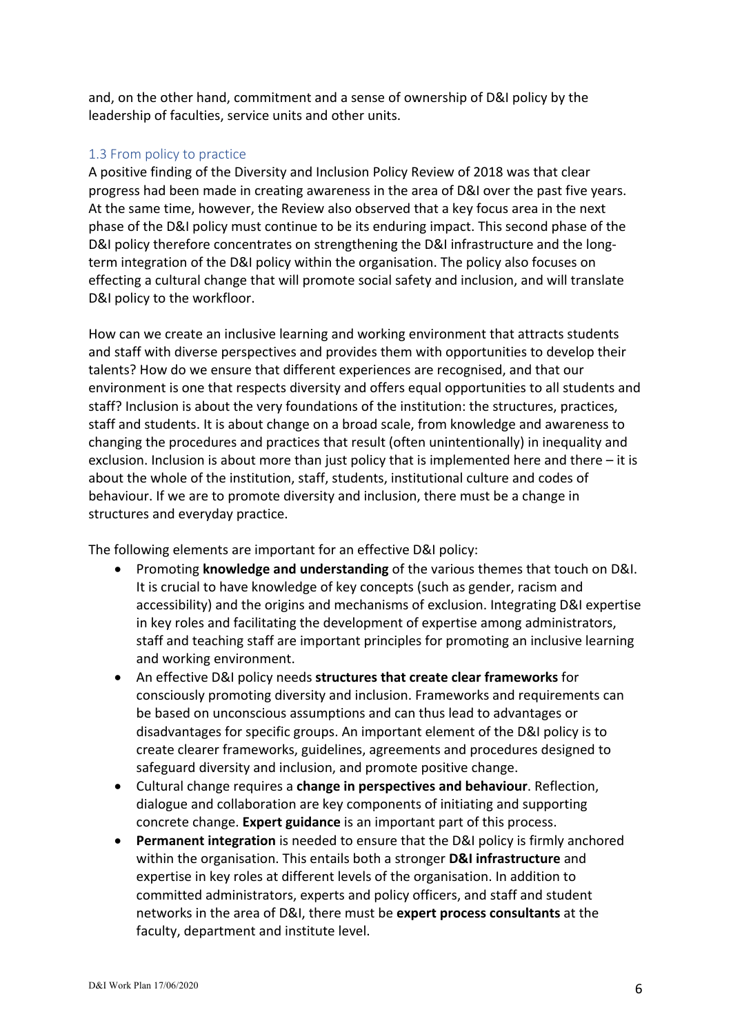and, on the other hand, commitment and a sense of ownership of D&I policy by the leadership of faculties, service units and other units.

### 1.3 From policy to practice

A positive finding of the Diversity and Inclusion Policy Review of 2018 was that clear progress had been made in creating awareness in the area of D&I over the past five years. At the same time, however, the Review also observed that a key focus area in the next phase of the D&I policy must continue to be its enduring impact. This second phase of the D&I policy therefore concentrates on strengthening the D&I infrastructure and the long-term integration of the D&I policy within the organisation. The policy also focuses on effecting a cultural change that will promote social safety and inclusion, and will translate D&I policy to the workfloor.

How can we create an inclusive learning and working environment that attracts students and staff with diverse perspectives and provides them with opportunities to develop their talents? How do we ensure that different experiences are recognised, and that our environment is one that respects diversity and offers equal opportunities to all students and staff? Inclusion is about the very foundations of the institution: the structures, practices, staff and students. It is about change on a broad scale, from knowledge and awareness to changing the procedures and practices that result (often unintentionally) in inequality and exclusion. Inclusion is about more than just policy that is implemented here and there – it is about the whole of the institution, staff, students, institutional culture and codes of behaviour. If we are to promote diversity and inclusion, there must be a change in structures and everyday practice.

The following elements are important for an effective D&I policy:

- Promoting **knowledge and understanding** of the various themes that touch on D&I. It is crucial to have knowledge of key concepts (such as gender, racism and accessibility) and the origins and mechanisms of exclusion. Integrating D&I expertise in key roles and facilitating the development of expertise among administrators, staff and teaching staff are important principles for promoting an inclusive learning and working environment.
- An effective D&I policy needs **structures that create clear frameworks** for consciously promoting diversity and inclusion. Frameworks and requirements can be based on unconscious assumptions and can thus lead to advantages or disadvantages for specific groups. An important element of the D&I policy is to create clearer frameworks, guidelines, agreements and procedures designed to safeguard diversity and inclusion, and promote positive change.
- Cultural change requires a **change in perspectives and behaviour**. Reflection, dialogue and collaboration are key components of initiating and supporting concrete change. **Expert guidance** is an important part of this process.
- **Permanent integration** is needed to ensure that the D&I policy is firmly anchored within the organisation. This entails both a stronger **D&I infrastructure** and expertise in key roles at different levels of the organisation. In addition to committed administrators, experts and policy officers, and staff and student networks in the area of D&I, there must be **expert process consultants** at the faculty, department and institute level.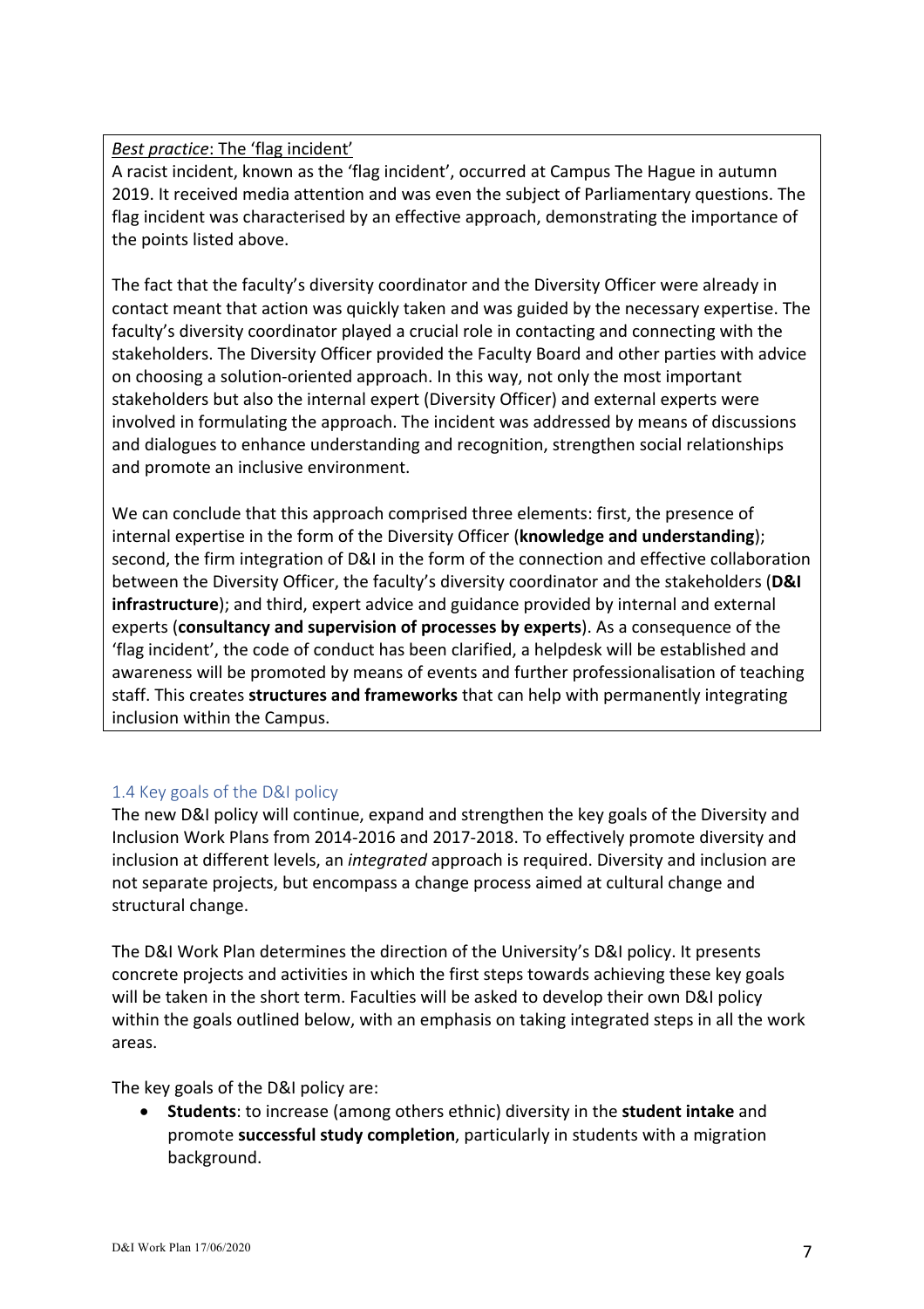*Best practice*: The 'flag incident'

A racist incident, known as the 'flag incident', occurred at Campus The Hague in autumn 2019. It received media attention and was even the subject of Parliamentary questions. The flag incident was characterised by an effective approach, demonstrating the importance of the points listed above.

The fact that the faculty's diversity coordinator and the Diversity Officer were already in contact meant that action was quickly taken and was guided by the necessary expertise. The faculty's diversity coordinator played a crucial role in contacting and connecting with the stakeholders. The Diversity Officer provided the Faculty Board and other parties with advice on choosing a solution-oriented approach. In this way, not only the most important stakeholders but also the internal expert (Diversity Officer) and external experts were involved in formulating the approach. The incident was addressed by means of discussions and dialogues to enhance understanding and recognition, strengthen social relationships and promote an inclusive environment.

We can conclude that this approach comprised three elements: first, the presence of internal expertise in the form of the Diversity Officer (**knowledge and understanding**); second, the firm integration of D&I in the form of the connection and effective collaboration between the Diversity Officer, the faculty's diversity coordinator and the stakeholders (**D&I infrastructure**); and third, expert advice and guidance provided by internal and external experts (**consultancy and supervision of processes by experts**). As a consequence of the 'flag incident', the code of conduct has been clarified, a helpdesk will be established and awareness will be promoted by means of events and further professionalisation of teaching staff. This creates **structures and frameworks** that can help with permanently integrating inclusion within the Campus.

### 1.4 Key goals of the D&I policy

The new D&I policy will continue, expand and strengthen the key goals of the Diversity and Inclusion Work Plans from 2014-2016 and 2017-2018. To effectively promote diversity and inclusion at different levels, an *integrated* approach is required. Diversity and inclusion are not separate projects, but encompass a change process aimed at cultural change and structural change.

The D&I Work Plan determines the direction of the University's D&I policy. It presents concrete projects and activities in which the first steps towards achieving these key goals will be taken in the short term. Faculties will be asked to develop their own D&I policy within the goals outlined below, with an emphasis on taking integrated steps in all the work areas.

The key goals of the D&I policy are:

- **Students**: to increase (among others ethnic) diversity in the **student intake** and promote **successful study completion**, particularly in students with a migration background.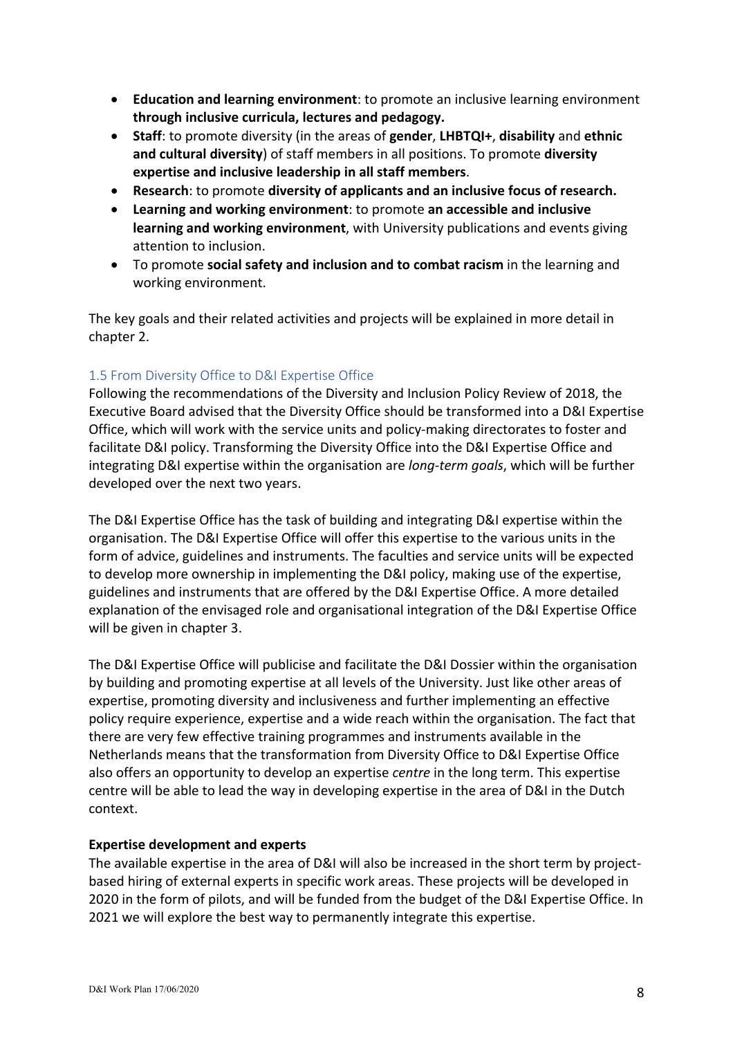- **Education and learning environment**: to promote an inclusive learning environment **through inclusive curricula, lectures and pedagogy.**
- **Staff**: to promote diversity (in the areas of **gender**, **LHBTQI+**, **disability** and **ethnic and cultural diversity**) of staff members in all positions. To promote **diversity expertise and inclusive leadership in all staff members**.
- **Research**: to promote **diversity of applicants and an inclusive focus of research.**
- **Learning and working environment**: to promote **an accessible and inclusive learning and working environment**, with University publications and events giving attention to inclusion.
- To promote **social safety and inclusion and to combat racism** in the learning and working environment.

The key goals and their related activities and projects will be explained in more detail in chapter 2.

### 1.5 From Diversity Office to D&I Expertise Office

Following the recommendations of the Diversity and Inclusion Policy Review of 2018, the Executive Board advised that the Diversity Office should be transformed into a D&I Expertise Office, which will work with the service units and policy-making directorates to foster and facilitate D&I policy. Transforming the Diversity Office into the D&I Expertise Office and integrating D&I expertise within the organisation are *long-term goals*, which will be further developed over the next two years.

The D&I Expertise Office has the task of building and integrating D&I expertise within the organisation. The D&I Expertise Office will offer this expertise to the various units in the form of advice, guidelines and instruments. The faculties and service units will be expected to develop more ownership in implementing the D&I policy, making use of the expertise, guidelines and instruments that are offered by the D&I Expertise Office. A more detailed explanation of the envisaged role and organisational integration of the D&I Expertise Office will be given in chapter 3.

The D&I Expertise Office will publicise and facilitate the D&I Dossier within the organisation by building and promoting expertise at all levels of the University. Just like other areas of expertise, promoting diversity and inclusiveness and further implementing an effective policy require experience, expertise and a wide reach within the organisation. The fact that there are very few effective training programmes and instruments available in the Netherlands means that the transformation from Diversity Office to D&I Expertise Office also offers an opportunity to develop an expertise *centre* in the long term. This expertise centre will be able to lead the way in developing expertise in the area of D&I in the Dutch context.

**Expertise development and experts**

The available expertise in the area of D&I will also be increased in the short term by project-based hiring of external experts in specific work areas. These projects will be developed in 2020 in the form of pilots, and will be funded from the budget of the D&I Expertise Office. In 2021 we will explore the best way to permanently integrate this expertise.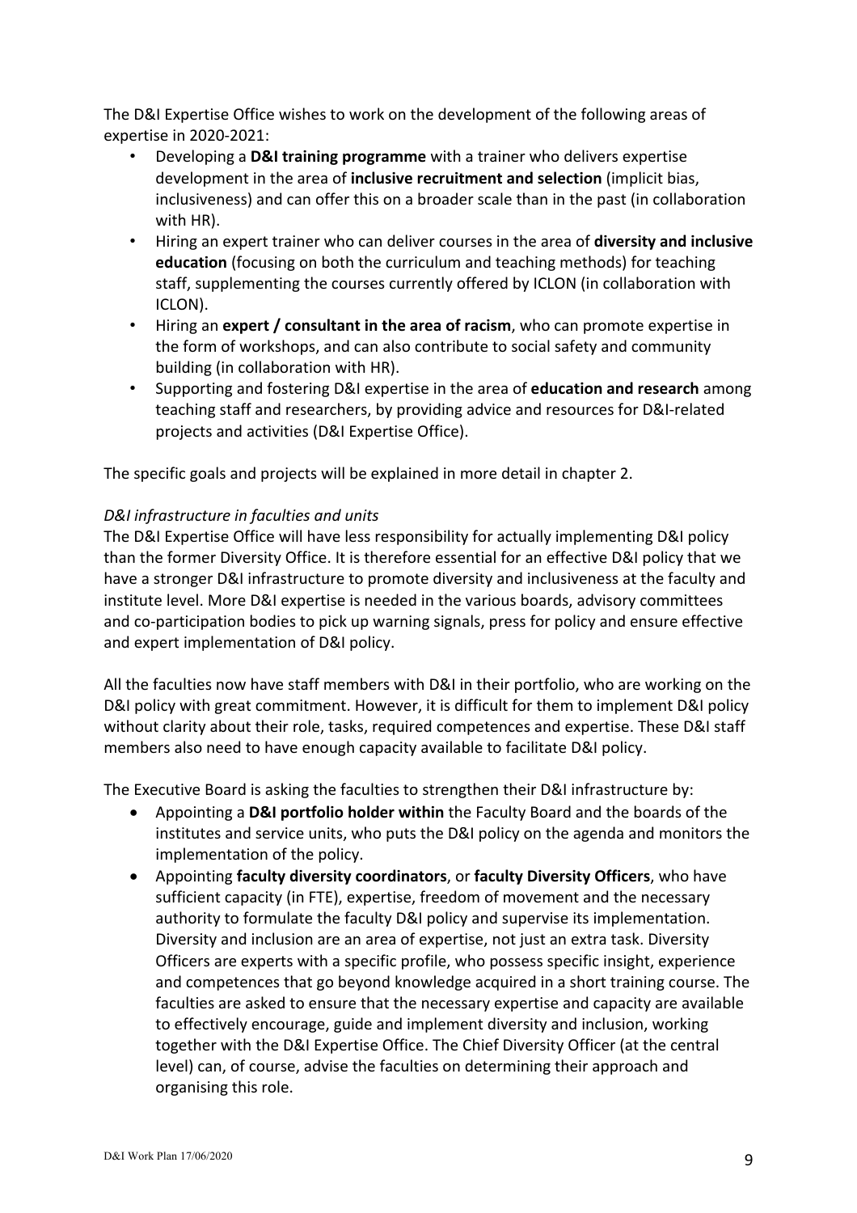The D&I Expertise Office wishes to work on the development of the following areas of expertise in 2020-2021:

- Developing a **D&I training programme** with a trainer who delivers expertise development in the area of **inclusive recruitment and selection** (implicit bias, inclusiveness) and can offer this on a broader scale than in the past (in collaboration with HR).
- Hiring an expert trainer who can deliver courses in the area of **diversity and inclusive education** (focusing on both the curriculum and teaching methods) for teaching staff, supplementing the courses currently offered by ICLON (in collaboration with ICLON).
- Hiring an **expert / consultant in the area of racism**, who can promote expertise in the form of workshops, and can also contribute to social safety and community building (in collaboration with HR).
- Supporting and fostering D&I expertise in the area of **education and research** among teaching staff and researchers, by providing advice and resources for D&I-related projects and activities (D&I Expertise Office).

The specific goals and projects will be explained in more detail in chapter 2.

*D&I infrastructure in faculties and units*

The D&I Expertise Office will have less responsibility for actually implementing D&I policy than the former Diversity Office. It is therefore essential for an effective D&I policy that we have a stronger D&I infrastructure to promote diversity and inclusiveness at the faculty and institute level. More D&I expertise is needed in the various boards, advisory committees and co-participation bodies to pick up warning signals, press for policy and ensure effective and expert implementation of D&I policy.

All the faculties now have staff members with D&I in their portfolio, who are working on the D&I policy with great commitment. However, it is difficult for them to implement D&I policy without clarity about their role, tasks, required competences and expertise. These D&I staff members also need to have enough capacity available to facilitate D&I policy.

The Executive Board is asking the faculties to strengthen their D&I infrastructure by:

- Appointing a **D&I portfolio holder within** the Faculty Board and the boards of the institutes and service units, who puts the D&I policy on the agenda and monitors the implementation of the policy.
- Appointing **faculty diversity coordinators**, or **faculty Diversity Officers**, who have sufficient capacity (in FTE), expertise, freedom of movement and the necessary authority to formulate the faculty D&I policy and supervise its implementation. Diversity and inclusion are an area of expertise, not just an extra task. Diversity Officers are experts with a specific profile, who possess specific insight, experience and competences that go beyond knowledge acquired in a short training course. The faculties are asked to ensure that the necessary expertise and capacity are available to effectively encourage, guide and implement diversity and inclusion, working together with the D&I Expertise Office. The Chief Diversity Officer (at the central level) can, of course, advise the faculties on determining their approach and organising this role.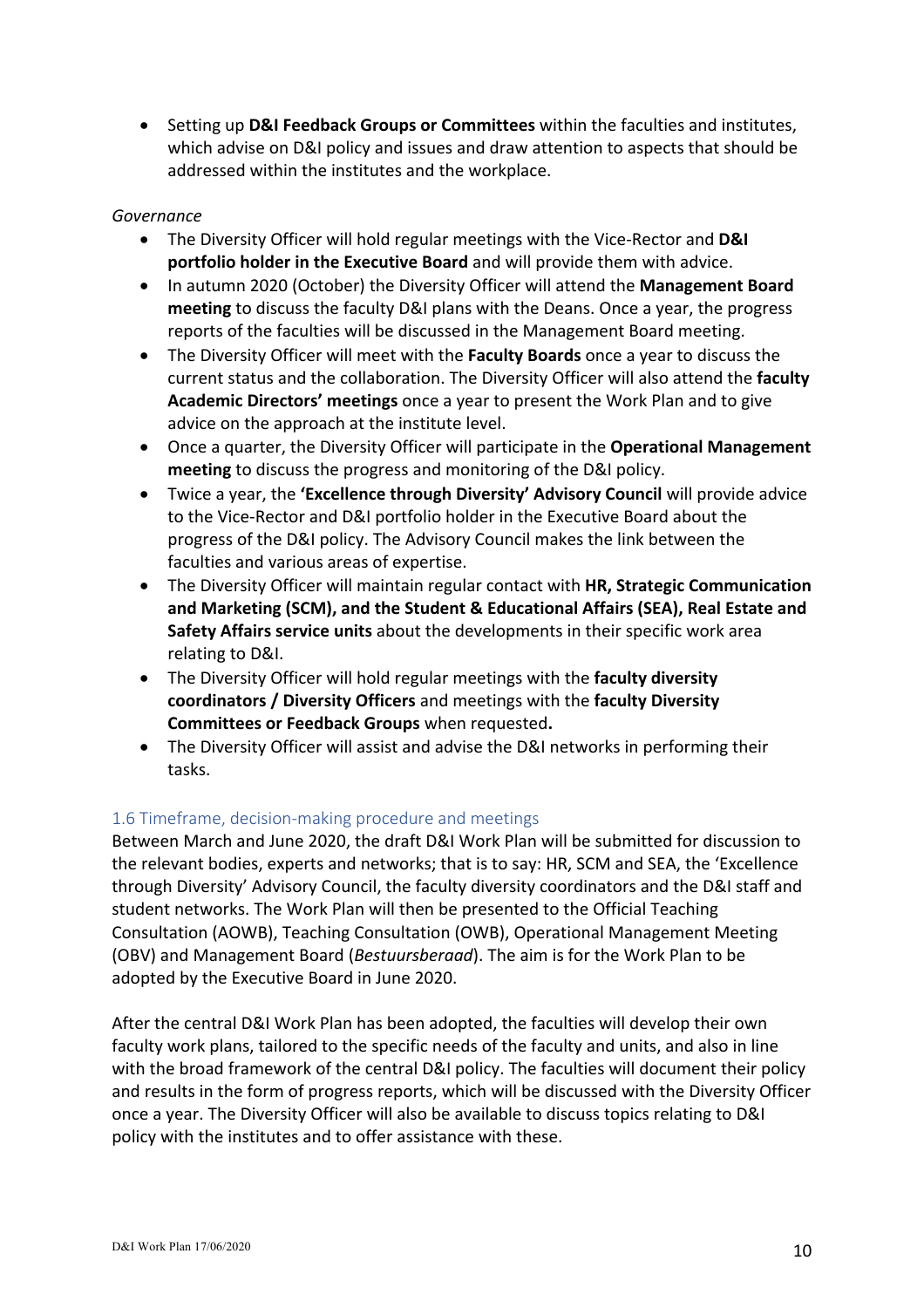- Setting up **D&I Feedback Groups or Committees** within the faculties and institutes, which advise on D&I policy and issues and draw attention to aspects that should be addressed within the institutes and the workplace.

*Governance*

- The Diversity Officer will hold regular meetings with the Vice-Rector and **D&I portfolio holder in the Executive Board** and will provide them with advice.
- In autumn 2020 (October) the Diversity Officer will attend the **Management Board meeting** to discuss the faculty D&I plans with the Deans. Once a year, the progress reports of the faculties will be discussed in the Management Board meeting.
- The Diversity Officer will meet with the **Faculty Boards** once a year to discuss the current status and the collaboration. The Diversity Officer will also attend the **faculty Academic Directors' meetings** once a year to present the Work Plan and to give advice on the approach at the institute level.
- Once a quarter, the Diversity Officer will participate in the **Operational Management meeting** to discuss the progress and monitoring of the D&I policy.
- Twice a year, the **'Excellence through Diversity' Advisory Council** will provide advice to the Vice-Rector and D&I portfolio holder in the Executive Board about the progress of the D&I policy. The Advisory Council makes the link between the faculties and various areas of expertise.
- The Diversity Officer will maintain regular contact with **HR, Strategic Communication and Marketing (SCM), and the Student & Educational Affairs (SEA), Real Estate and Safety Affairs service units** about the developments in their specific work area relating to D&I.
- The Diversity Officer will hold regular meetings with the **faculty diversity coordinators / Diversity Officers** and meetings with the **faculty Diversity Committees or Feedback Groups** when requested**.**
- The Diversity Officer will assist and advise the D&I networks in performing their tasks.

### 1.6 Timeframe, decision-making procedure and meetings

Between March and June 2020, the draft D&I Work Plan will be submitted for discussion to the relevant bodies, experts and networks; that is to say: HR, SCM and SEA, the 'Excellence through Diversity' Advisory Council, the faculty diversity coordinators and the D&I staff and student networks. The Work Plan will then be presented to the Official Teaching Consultation (AOWB), Teaching Consultation (OWB), Operational Management Meeting (OBV) and Management Board (*Bestuursberaad*). The aim is for the Work Plan to be adopted by the Executive Board in June 2020.

After the central D&I Work Plan has been adopted, the faculties will develop their own faculty work plans, tailored to the specific needs of the faculty and units, and also in line with the broad framework of the central D&I policy. The faculties will document their policy and results in the form of progress reports, which will be discussed with the Diversity Officer once a year. The Diversity Officer will also be available to discuss topics relating to D&I policy with the institutes and to offer assistance with these.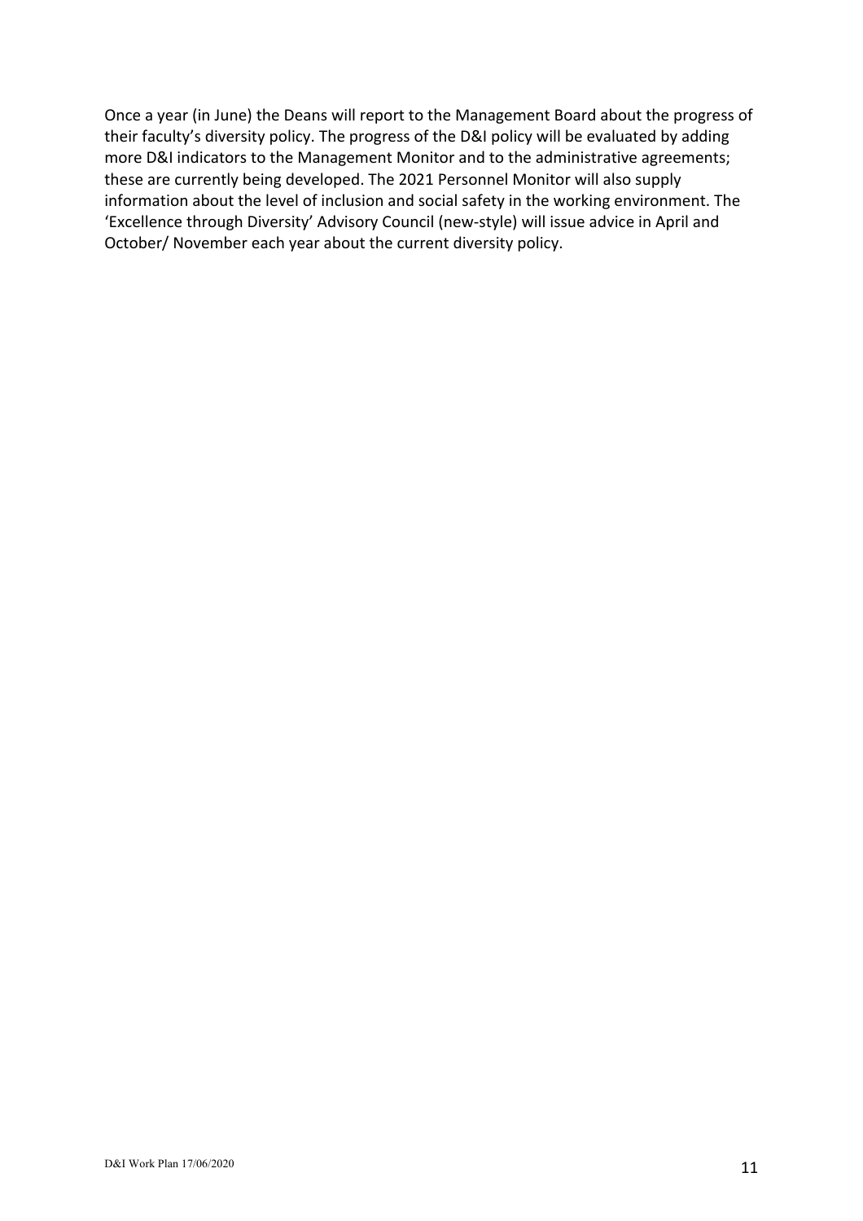Once a year (in June) the Deans will report to the Management Board about the progress of their faculty's diversity policy. The progress of the D&I policy will be evaluated by adding more D&I indicators to the Management Monitor and to the administrative agreements; these are currently being developed. The 2021 Personnel Monitor will also supply information about the level of inclusion and social safety in the working environment. The 'Excellence through Diversity' Advisory Council (new-style) will issue advice in April and October/ November each year about the current diversity policy.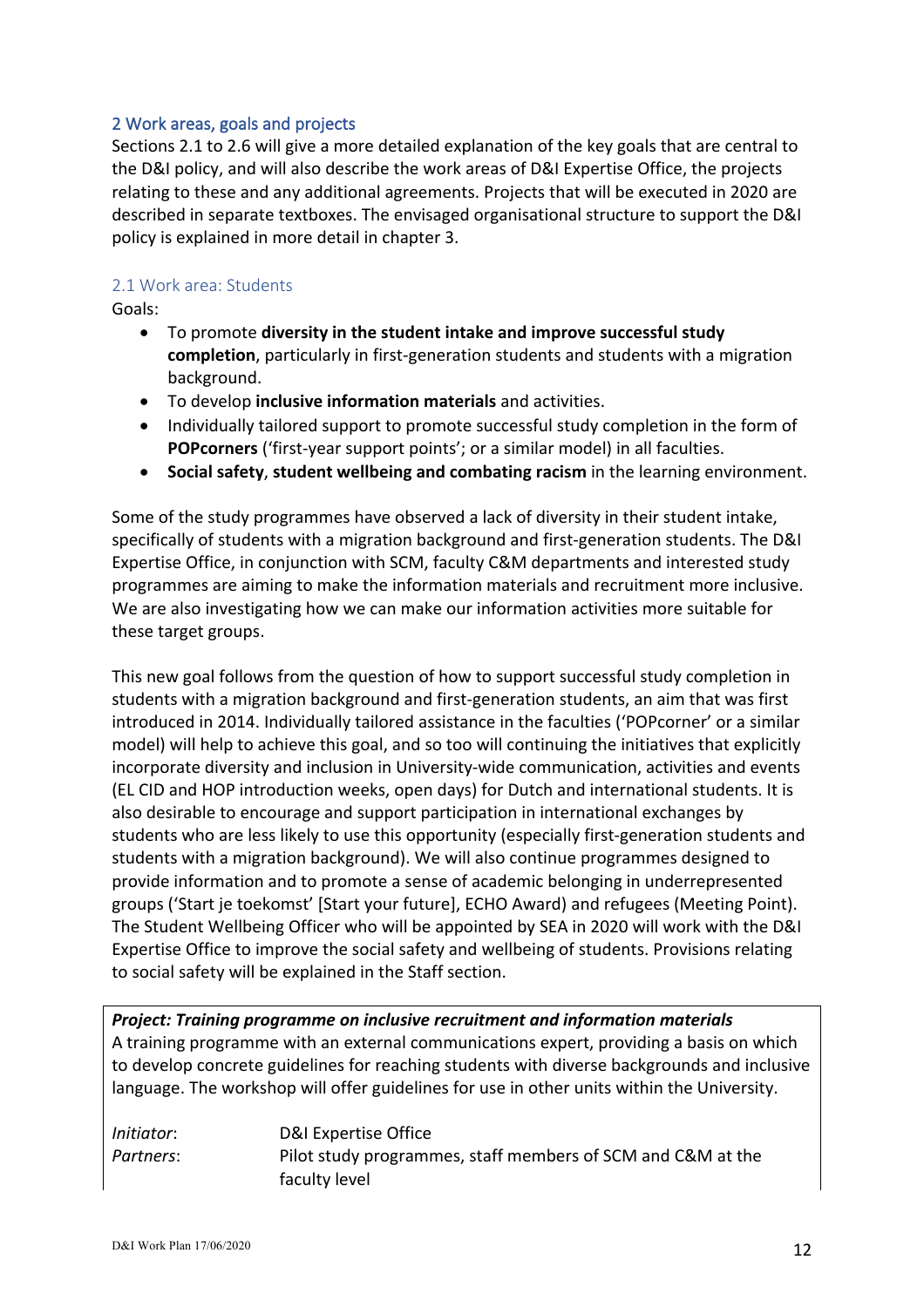## 2 Work areas, goals and projects

Sections 2.1 to 2.6 will give a more detailed explanation of the key goals that are central to the D&I policy, and will also describe the work areas of D&I Expertise Office, the projects relating to these and any additional agreements. Projects that will be executed in 2020 are described in separate textboxes. The envisaged organisational structure to support the D&I policy is explained in more detail in chapter 3.

### 2.1 Work area: Students

Goals:

- To promote **diversity in the student intake and improve successful study completion**, particularly in first-generation students and students with a migration background.
- To develop **inclusive information materials** and activities.
- Individually tailored support to promote successful study completion in the form of **POPcorners** ('first-year support points'; or a similar model) in all faculties.
- **Social safety**, **student wellbeing and combating racism** in the learning environment.

Some of the study programmes have observed a lack of diversity in their student intake, specifically of students with a migration background and first-generation students. The D&I Expertise Office, in conjunction with SCM, faculty C&M departments and interested study programmes are aiming to make the information materials and recruitment more inclusive. We are also investigating how we can make our information activities more suitable for these target groups.

This new goal follows from the question of how to support successful study completion in students with a migration background and first-generation students, an aim that was first introduced in 2014. Individually tailored assistance in the faculties ('POPcorner' or a similar model) will help to achieve this goal, and so too will continuing the initiatives that explicitly incorporate diversity and inclusion in University-wide communication, activities and events (EL CID and HOP introduction weeks, open days) for Dutch and international students. It is also desirable to encourage and support participation in international exchanges by students who are less likely to use this opportunity (especially first-generation students and students with a migration background). We will also continue programmes designed to provide information and to promote a sense of academic belonging in underrepresented groups ('Start je toekomst' [Start your future], ECHO Award) and refugees (Meeting Point). The Student Wellbeing Officer who will be appointed by SEA in 2020 will work with the D&I Expertise Office to improve the social safety and wellbeing of students. Provisions relating to social safety will be explained in the Staff section.

***Project: Training programme on inclusive recruitment and information materials***
A training programme with an external communications expert, providing a basis on which to develop concrete guidelines for reaching students with diverse backgrounds and inclusive language. The workshop will offer guidelines for use in other units within the University.

*Initiator*: D&I Expertise Office
*Partners*: Pilot study programmes, staff members of SCM and C&M at the faculty level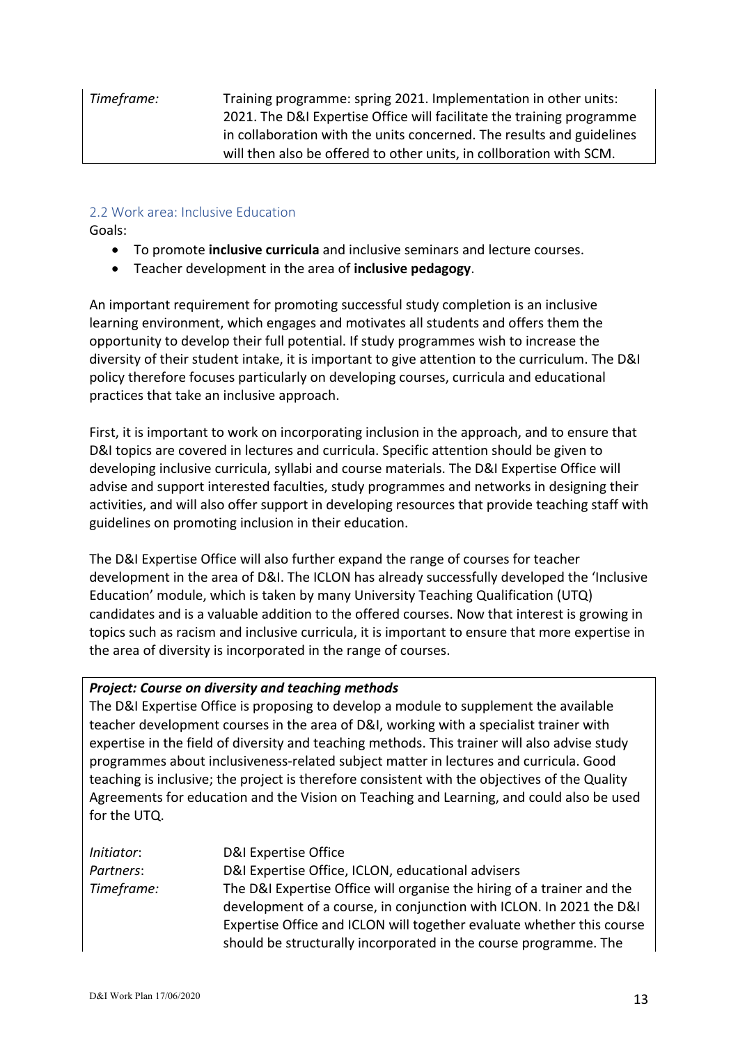| | |
|---|---|
| *Timeframe:* | Training programme: spring 2021. Implementation in other units: 2021. The D&I Expertise Office will facilitate the training programme in collaboration with the units concerned. The results and guidelines will then also be offered to other units, in collboration with SCM. |

### 2.2 Work area: Inclusive Education

Goals:

- To promote **inclusive curricula** and inclusive seminars and lecture courses.
- Teacher development in the area of **inclusive pedagogy**.

An important requirement for promoting successful study completion is an inclusive learning environment, which engages and motivates all students and offers them the opportunity to develop their full potential. If study programmes wish to increase the diversity of their student intake, it is important to give attention to the curriculum. The D&I policy therefore focuses particularly on developing courses, curricula and educational practices that take an inclusive approach.

First, it is important to work on incorporating inclusion in the approach, and to ensure that D&I topics are covered in lectures and curricula. Specific attention should be given to developing inclusive curricula, syllabi and course materials. The D&I Expertise Office will advise and support interested faculties, study programmes and networks in designing their activities, and will also offer support in developing resources that provide teaching staff with guidelines on promoting inclusion in their education.

The D&I Expertise Office will also further expand the range of courses for teacher development in the area of D&I. The ICLON has already successfully developed the 'Inclusive Education' module, which is taken by many University Teaching Qualification (UTQ) candidates and is a valuable addition to the offered courses. Now that interest is growing in topics such as racism and inclusive curricula, it is important to ensure that more expertise in the area of diversity is incorporated in the range of courses.

***Project: Course on diversity and teaching methods***

The D&I Expertise Office is proposing to develop a module to supplement the available teacher development courses in the area of D&I, working with a specialist trainer with expertise in the field of diversity and teaching methods. This trainer will also advise study programmes about inclusiveness-related subject matter in lectures and curricula. Good teaching is inclusive; the project is therefore consistent with the objectives of the Quality Agreements for education and the Vision on Teaching and Learning, and could also be used for the UTQ.

| | |
|---|---|
| *Initiator*: | D&I Expertise Office |
| *Partners*: | D&I Expertise Office, ICLON, educational advisers |
| *Timeframe:* | The D&I Expertise Office will organise the hiring of a trainer and the development of a course, in conjunction with ICLON. In 2021 the D&I Expertise Office and ICLON will together evaluate whether this course should be structurally incorporated in the course programme. The |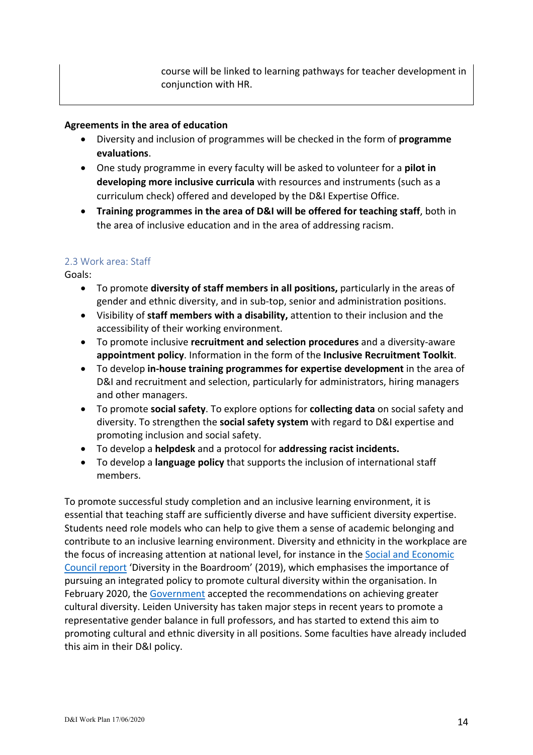course will be linked to learning pathways for teacher development in conjunction with HR.

**Agreements in the area of education**

- Diversity and inclusion of programmes will be checked in the form of **programme evaluations**.
- One study programme in every faculty will be asked to volunteer for a **pilot in developing more inclusive curricula** with resources and instruments (such as a curriculum check) offered and developed by the D&I Expertise Office.
- **Training programmes in the area of D&I will be offered for teaching staff**, both in the area of inclusive education and in the area of addressing racism.

### 2.3 Work area: Staff

Goals:

- To promote **diversity of staff members in all positions,** particularly in the areas of gender and ethnic diversity, and in sub-top, senior and administration positions.
- Visibility of **staff members with a disability,** attention to their inclusion and the accessibility of their working environment.
- To promote inclusive **recruitment and selection procedures** and a diversity-aware **appointment policy**. Information in the form of the **Inclusive Recruitment Toolkit**.
- To develop **in-house training programmes for expertise development** in the area of D&I and recruitment and selection, particularly for administrators, hiring managers and other managers.
- To promote **social safety**. To explore options for **collecting data** on social safety and diversity. To strengthen the **social safety system** with regard to D&I expertise and promoting inclusion and social safety.
- To develop a **helpdesk** and a protocol for **addressing racist incidents.**
- To develop a **language policy** that supports the inclusion of international staff members.

To promote successful study completion and an inclusive learning environment, it is essential that teaching staff are sufficiently diverse and have sufficient diversity expertise. Students need role models who can help to give them a sense of academic belonging and contribute to an inclusive learning environment. Diversity and ethnicity in the workplace are the focus of increasing attention at national level, for instance in the Social and Economic Council report 'Diversity in the Boardroom' (2019), which emphasises the importance of pursuing an integrated policy to promote cultural diversity within the organisation. In February 2020, the Government accepted the recommendations on achieving greater cultural diversity. Leiden University has taken major steps in recent years to promote a representative gender balance in full professors, and has started to extend this aim to promoting cultural and ethnic diversity in all positions. Some faculties have already included this aim in their D&I policy.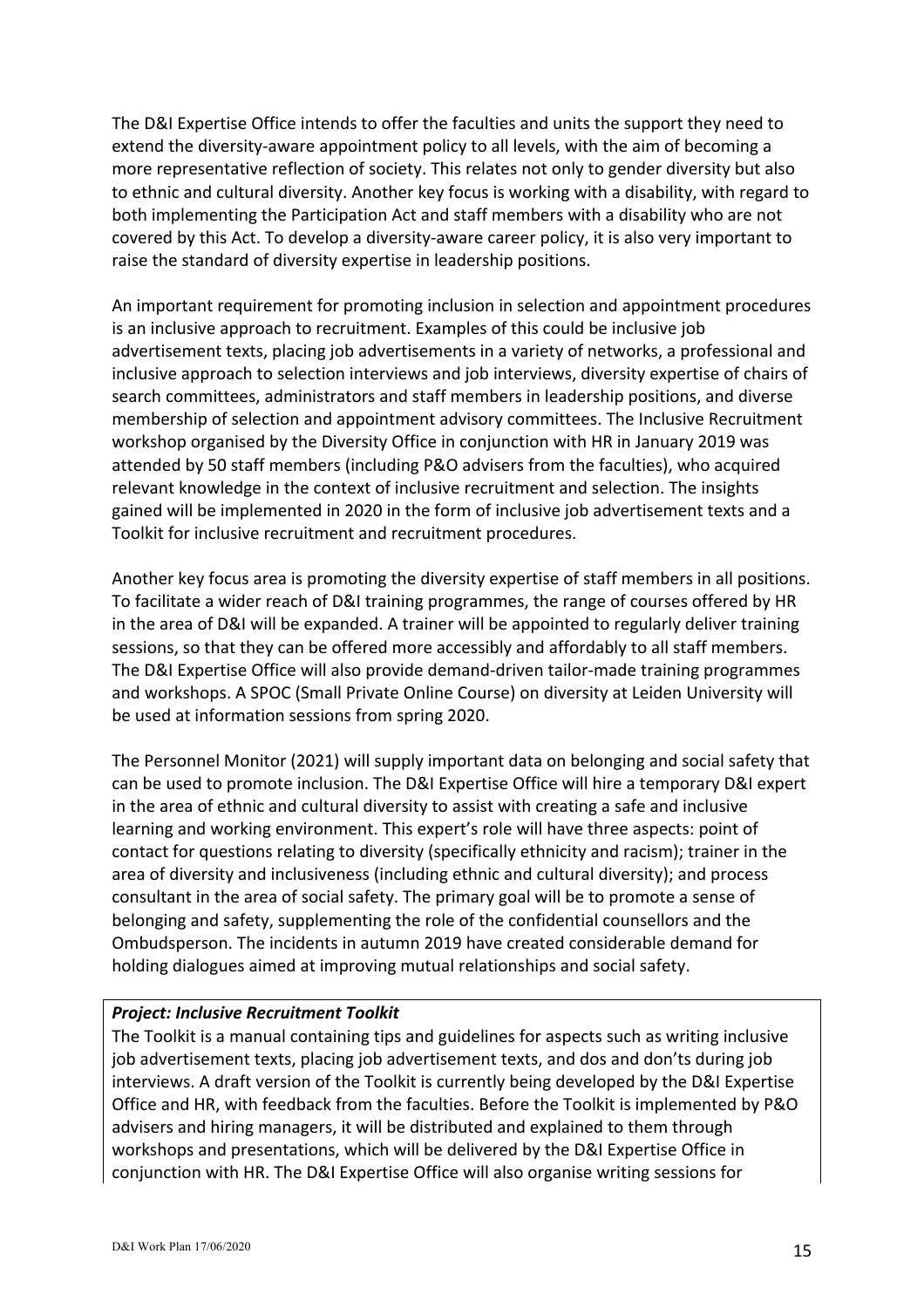The D&I Expertise Office intends to offer the faculties and units the support they need to extend the diversity-aware appointment policy to all levels, with the aim of becoming a more representative reflection of society. This relates not only to gender diversity but also to ethnic and cultural diversity. Another key focus is working with a disability, with regard to both implementing the Participation Act and staff members with a disability who are not covered by this Act. To develop a diversity-aware career policy, it is also very important to raise the standard of diversity expertise in leadership positions.

An important requirement for promoting inclusion in selection and appointment procedures is an inclusive approach to recruitment. Examples of this could be inclusive job advertisement texts, placing job advertisements in a variety of networks, a professional and inclusive approach to selection interviews and job interviews, diversity expertise of chairs of search committees, administrators and staff members in leadership positions, and diverse membership of selection and appointment advisory committees. The Inclusive Recruitment workshop organised by the Diversity Office in conjunction with HR in January 2019 was attended by 50 staff members (including P&O advisers from the faculties), who acquired relevant knowledge in the context of inclusive recruitment and selection. The insights gained will be implemented in 2020 in the form of inclusive job advertisement texts and a Toolkit for inclusive recruitment and recruitment procedures.

Another key focus area is promoting the diversity expertise of staff members in all positions. To facilitate a wider reach of D&I training programmes, the range of courses offered by HR in the area of D&I will be expanded. A trainer will be appointed to regularly deliver training sessions, so that they can be offered more accessibly and affordably to all staff members. The D&I Expertise Office will also provide demand-driven tailor-made training programmes and workshops. A SPOC (Small Private Online Course) on diversity at Leiden University will be used at information sessions from spring 2020.

The Personnel Monitor (2021) will supply important data on belonging and social safety that can be used to promote inclusion. The D&I Expertise Office will hire a temporary D&I expert in the area of ethnic and cultural diversity to assist with creating a safe and inclusive learning and working environment. This expert's role will have three aspects: point of contact for questions relating to diversity (specifically ethnicity and racism); trainer in the area of diversity and inclusiveness (including ethnic and cultural diversity); and process consultant in the area of social safety. The primary goal will be to promote a sense of belonging and safety, supplementing the role of the confidential counsellors and the Ombudsperson. The incidents in autumn 2019 have created considerable demand for holding dialogues aimed at improving mutual relationships and social safety.

***Project: Inclusive Recruitment Toolkit***

The Toolkit is a manual containing tips and guidelines for aspects such as writing inclusive job advertisement texts, placing job advertisement texts, and dos and don'ts during job interviews. A draft version of the Toolkit is currently being developed by the D&I Expertise Office and HR, with feedback from the faculties. Before the Toolkit is implemented by P&O advisers and hiring managers, it will be distributed and explained to them through workshops and presentations, which will be delivered by the D&I Expertise Office in conjunction with HR. The D&I Expertise Office will also organise writing sessions for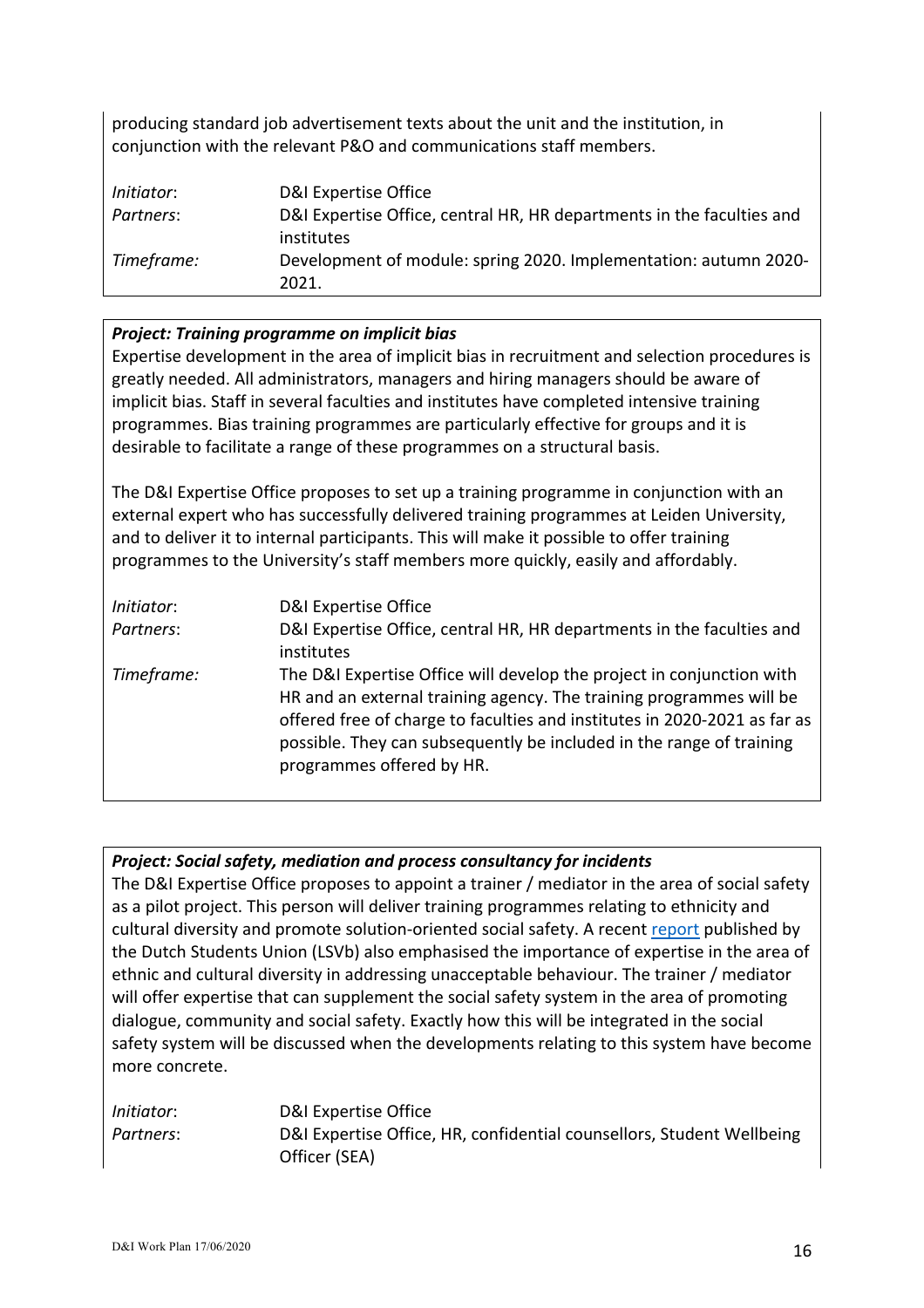producing standard job advertisement texts about the unit and the institution, in conjunction with the relevant P&O and communications staff members.

| | |
|---|---|
| *Initiator*: | D&I Expertise Office |
| *Partners*: | D&I Expertise Office, central HR, HR departments in the faculties and institutes |
| *Timeframe:* | Development of module: spring 2020. Implementation: autumn 2020-2021. |

***Project: Training programme on implicit bias***

Expertise development in the area of implicit bias in recruitment and selection procedures is greatly needed. All administrators, managers and hiring managers should be aware of implicit bias. Staff in several faculties and institutes have completed intensive training programmes. Bias training programmes are particularly effective for groups and it is desirable to facilitate a range of these programmes on a structural basis.

The D&I Expertise Office proposes to set up a training programme in conjunction with an external expert who has successfully delivered training programmes at Leiden University, and to deliver it to internal participants. This will make it possible to offer training programmes to the University's staff members more quickly, easily and affordably.

| | |
|---|---|
| *Initiator*: | D&I Expertise Office |
| *Partners*: | D&I Expertise Office, central HR, HR departments in the faculties and institutes |
| *Timeframe:* | The D&I Expertise Office will develop the project in conjunction with HR and an external training agency. The training programmes will be offered free of charge to faculties and institutes in 2020-2021 as far as possible. They can subsequently be included in the range of training programmes offered by HR. |

***Project: Social safety, mediation and process consultancy for incidents***

The D&I Expertise Office proposes to appoint a trainer / mediator in the area of social safety as a pilot project. This person will deliver training programmes relating to ethnicity and cultural diversity and promote solution-oriented social safety. A recent report published by the Dutch Students Union (LSVb) also emphasised the importance of expertise in the area of ethnic and cultural diversity in addressing unacceptable behaviour. The trainer / mediator will offer expertise that can supplement the social safety system in the area of promoting dialogue, community and social safety. Exactly how this will be integrated in the social safety system will be discussed when the developments relating to this system have become more concrete.

| | |
|---|---|
| *Initiator*: | D&I Expertise Office |
| *Partners*: | D&I Expertise Office, HR, confidential counsellors, Student Wellbeing Officer (SEA) |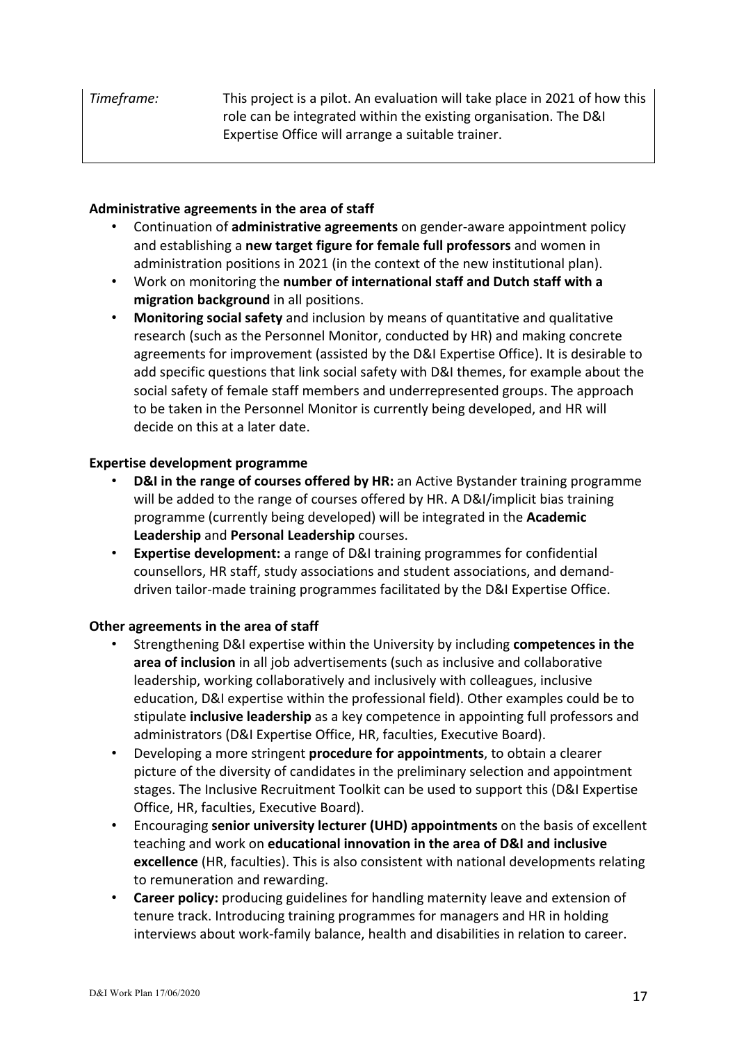| *Timeframe:* | This project is a pilot. An evaluation will take place in 2021 of how this role can be integrated within the existing organisation. The D&I Expertise Office will arrange a suitable trainer. |
|---|---|

**Administrative agreements in the area of staff**

- Continuation of **administrative agreements** on gender-aware appointment policy and establishing a **new target figure for female full professors** and women in administration positions in 2021 (in the context of the new institutional plan).
- Work on monitoring the **number of international staff and Dutch staff with a migration background** in all positions.
- **Monitoring social safety** and inclusion by means of quantitative and qualitative research (such as the Personnel Monitor, conducted by HR) and making concrete agreements for improvement (assisted by the D&I Expertise Office). It is desirable to add specific questions that link social safety with D&I themes, for example about the social safety of female staff members and underrepresented groups. The approach to be taken in the Personnel Monitor is currently being developed, and HR will decide on this at a later date.

**Expertise development programme**

- **D&I in the range of courses offered by HR:** an Active Bystander training programme will be added to the range of courses offered by HR. A D&I/implicit bias training programme (currently being developed) will be integrated in the **Academic Leadership** and **Personal Leadership** courses.
- **Expertise development:** a range of D&I training programmes for confidential counsellors, HR staff, study associations and student associations, and demand-driven tailor-made training programmes facilitated by the D&I Expertise Office.

**Other agreements in the area of staff**

- Strengthening D&I expertise within the University by including **competences in the area of inclusion** in all job advertisements (such as inclusive and collaborative leadership, working collaboratively and inclusively with colleagues, inclusive education, D&I expertise within the professional field). Other examples could be to stipulate **inclusive leadership** as a key competence in appointing full professors and administrators (D&I Expertise Office, HR, faculties, Executive Board).
- Developing a more stringent **procedure for appointments**, to obtain a clearer picture of the diversity of candidates in the preliminary selection and appointment stages. The Inclusive Recruitment Toolkit can be used to support this (D&I Expertise Office, HR, faculties, Executive Board).
- Encouraging **senior university lecturer (UHD) appointments** on the basis of excellent teaching and work on **educational innovation in the area of D&I and inclusive excellence** (HR, faculties). This is also consistent with national developments relating to remuneration and rewarding.
- **Career policy:** producing guidelines for handling maternity leave and extension of tenure track. Introducing training programmes for managers and HR in holding interviews about work-family balance, health and disabilities in relation to career.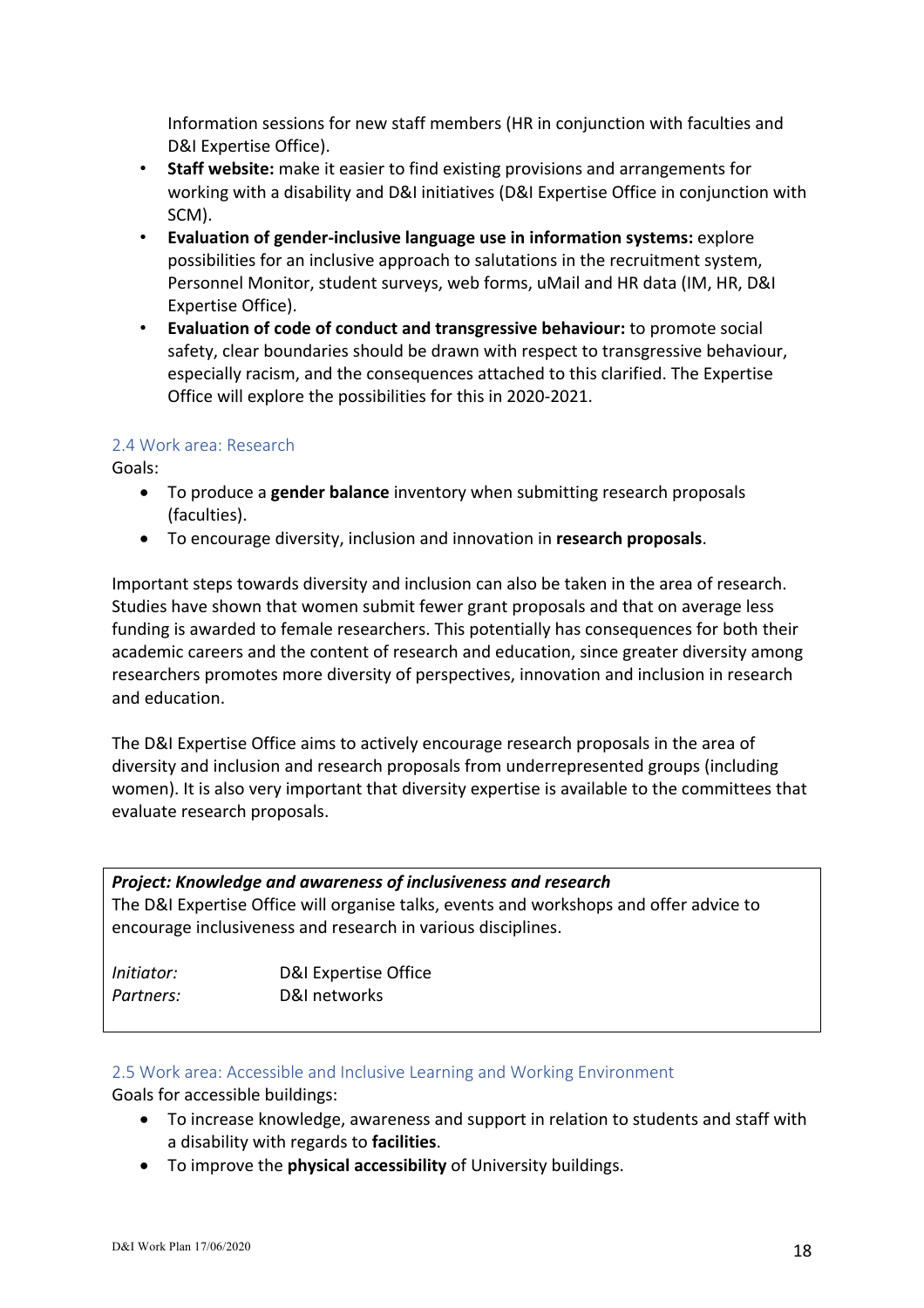Information sessions for new staff members (HR in conjunction with faculties and D&I Expertise Office).

- **Staff website:** make it easier to find existing provisions and arrangements for working with a disability and D&I initiatives (D&I Expertise Office in conjunction with SCM).
- **Evaluation of gender-inclusive language use in information systems:** explore possibilities for an inclusive approach to salutations in the recruitment system, Personnel Monitor, student surveys, web forms, uMail and HR data (IM, HR, D&I Expertise Office).
- **Evaluation of code of conduct and transgressive behaviour:** to promote social safety, clear boundaries should be drawn with respect to transgressive behaviour, especially racism, and the consequences attached to this clarified. The Expertise Office will explore the possibilities for this in 2020-2021.

### 2.4 Work area: Research

Goals:

- To produce a **gender balance** inventory when submitting research proposals (faculties).
- To encourage diversity, inclusion and innovation in **research proposals**.

Important steps towards diversity and inclusion can also be taken in the area of research. Studies have shown that women submit fewer grant proposals and that on average less funding is awarded to female researchers. This potentially has consequences for both their academic careers and the content of research and education, since greater diversity among researchers promotes more diversity of perspectives, innovation and inclusion in research and education.

The D&I Expertise Office aims to actively encourage research proposals in the area of diversity and inclusion and research proposals from underrepresented groups (including women). It is also very important that diversity expertise is available to the committees that evaluate research proposals.

***Project: Knowledge and awareness of inclusiveness and research***
The D&I Expertise Office will organise talks, events and workshops and offer advice to encourage inclusiveness and research in various disciplines.

| | |
|---|---|
| *Initiator:* | D&I Expertise Office |
| *Partners:* | D&I networks |

### 2.5 Work area: Accessible and Inclusive Learning and Working Environment

Goals for accessible buildings:

- To increase knowledge, awareness and support in relation to students and staff with a disability with regards to **facilities**.
- To improve the **physical accessibility** of University buildings.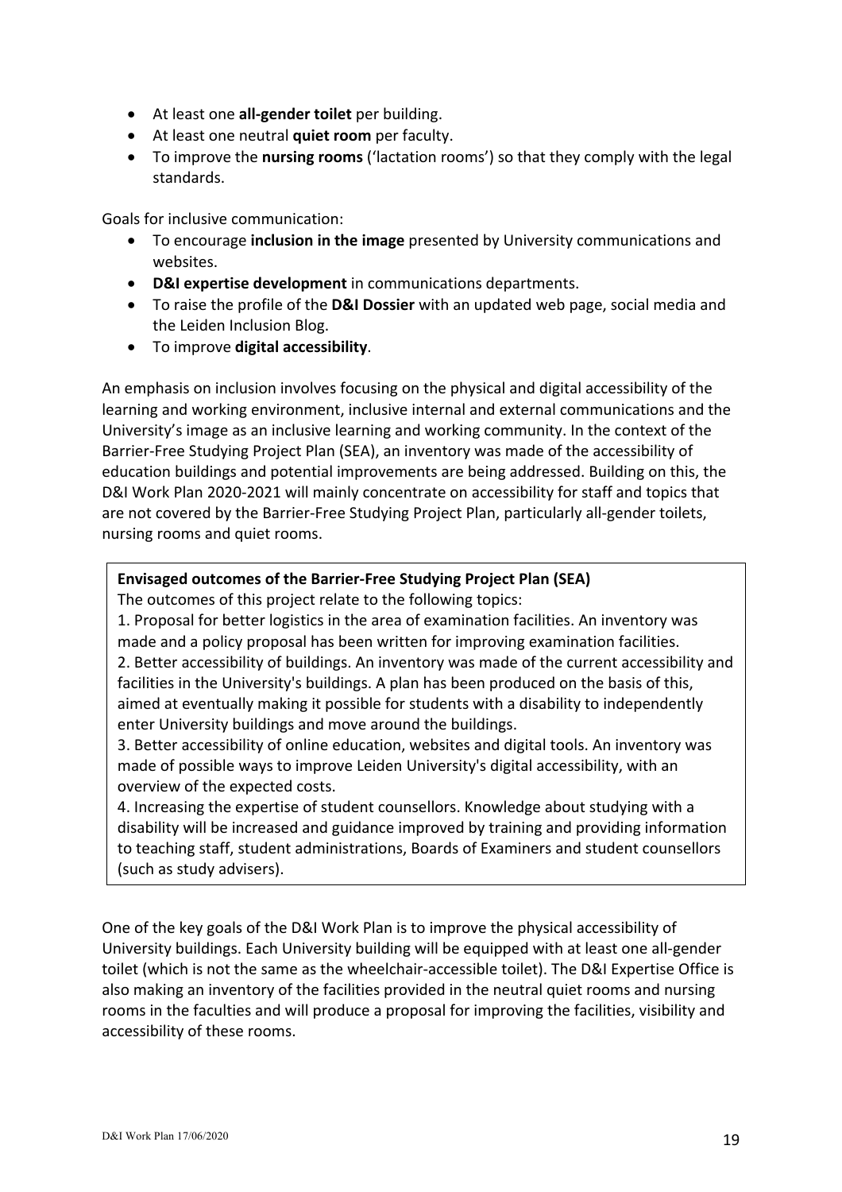- At least one **all-gender toilet** per building.
- At least one neutral **quiet room** per faculty.
- To improve the **nursing rooms** ('lactation rooms') so that they comply with the legal standards.

Goals for inclusive communication:

- To encourage **inclusion in the image** presented by University communications and websites.
- **D&I expertise development** in communications departments.
- To raise the profile of the **D&I Dossier** with an updated web page, social media and the Leiden Inclusion Blog.
- To improve **digital accessibility**.

An emphasis on inclusion involves focusing on the physical and digital accessibility of the learning and working environment, inclusive internal and external communications and the University's image as an inclusive learning and working community. In the context of the Barrier-Free Studying Project Plan (SEA), an inventory was made of the accessibility of education buildings and potential improvements are being addressed. Building on this, the D&I Work Plan 2020-2021 will mainly concentrate on accessibility for staff and topics that are not covered by the Barrier-Free Studying Project Plan, particularly all-gender toilets, nursing rooms and quiet rooms.

**Envisaged outcomes of the Barrier-Free Studying Project Plan (SEA)**

The outcomes of this project relate to the following topics:

1. Proposal for better logistics in the area of examination facilities. An inventory was made and a policy proposal has been written for improving examination facilities.
2. Better accessibility of buildings. An inventory was made of the current accessibility and facilities in the University's buildings. A plan has been produced on the basis of this, aimed at eventually making it possible for students with a disability to independently enter University buildings and move around the buildings.
3. Better accessibility of online education, websites and digital tools. An inventory was made of possible ways to improve Leiden University's digital accessibility, with an overview of the expected costs.
4. Increasing the expertise of student counsellors. Knowledge about studying with a disability will be increased and guidance improved by training and providing information to teaching staff, student administrations, Boards of Examiners and student counsellors (such as study advisers).

One of the key goals of the D&I Work Plan is to improve the physical accessibility of University buildings. Each University building will be equipped with at least one all-gender toilet (which is not the same as the wheelchair-accessible toilet). The D&I Expertise Office is also making an inventory of the facilities provided in the neutral quiet rooms and nursing rooms in the faculties and will produce a proposal for improving the facilities, visibility and accessibility of these rooms.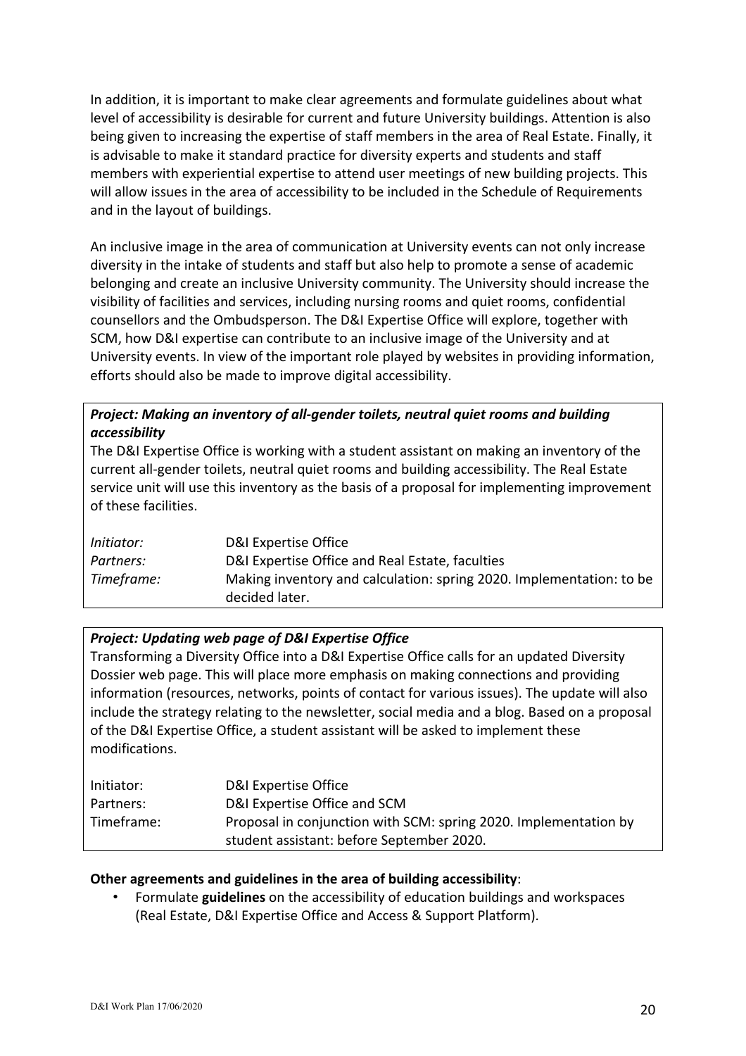In addition, it is important to make clear agreements and formulate guidelines about what level of accessibility is desirable for current and future University buildings. Attention is also being given to increasing the expertise of staff members in the area of Real Estate. Finally, it is advisable to make it standard practice for diversity experts and students and staff members with experiential expertise to attend user meetings of new building projects. This will allow issues in the area of accessibility to be included in the Schedule of Requirements and in the layout of buildings.

An inclusive image in the area of communication at University events can not only increase diversity in the intake of students and staff but also help to promote a sense of academic belonging and create an inclusive University community. The University should increase the visibility of facilities and services, including nursing rooms and quiet rooms, confidential counsellors and the Ombudsperson. The D&I Expertise Office will explore, together with SCM, how D&I expertise can contribute to an inclusive image of the University and at University events. In view of the important role played by websites in providing information, efforts should also be made to improve digital accessibility.

***Project: Making an inventory of all-gender toilets, neutral quiet rooms and building accessibility***

The D&I Expertise Office is working with a student assistant on making an inventory of the current all-gender toilets, neutral quiet rooms and building accessibility. The Real Estate service unit will use this inventory as the basis of a proposal for implementing improvement of these facilities.

| | |
|---|---|
| *Initiator:* | D&I Expertise Office |
| *Partners:* | D&I Expertise Office and Real Estate, faculties |
| *Timeframe:* | Making inventory and calculation: spring 2020. Implementation: to be decided later. |

***Project: Updating web page of D&I Expertise Office***

Transforming a Diversity Office into a D&I Expertise Office calls for an updated Diversity Dossier web page. This will place more emphasis on making connections and providing information (resources, networks, points of contact for various issues). The update will also include the strategy relating to the newsletter, social media and a blog. Based on a proposal of the D&I Expertise Office, a student assistant will be asked to implement these modifications.

| | |
|---|---|
| Initiator: | D&I Expertise Office |
| Partners: | D&I Expertise Office and SCM |
| Timeframe: | Proposal in conjunction with SCM: spring 2020. Implementation by student assistant: before September 2020. |

**Other agreements and guidelines in the area of building accessibility**:

- Formulate **guidelines** on the accessibility of education buildings and workspaces (Real Estate, D&I Expertise Office and Access & Support Platform).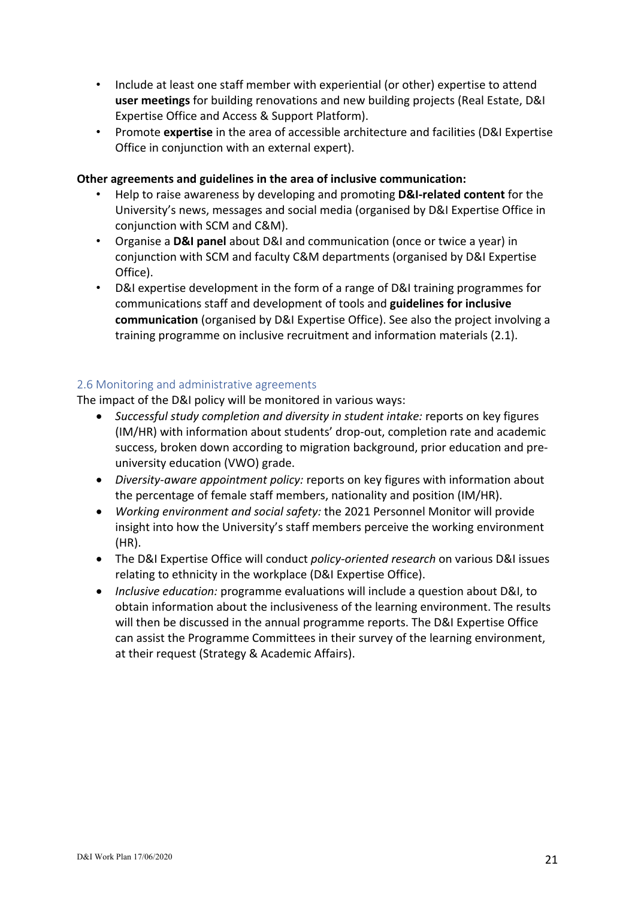- Include at least one staff member with experiential (or other) expertise to attend **user meetings** for building renovations and new building projects (Real Estate, D&I Expertise Office and Access & Support Platform).
- Promote **expertise** in the area of accessible architecture and facilities (D&I Expertise Office in conjunction with an external expert).

**Other agreements and guidelines in the area of inclusive communication:**

- Help to raise awareness by developing and promoting **D&I-related content** for the University's news, messages and social media (organised by D&I Expertise Office in conjunction with SCM and C&M).
- Organise a **D&I panel** about D&I and communication (once or twice a year) in conjunction with SCM and faculty C&M departments (organised by D&I Expertise Office).
- D&I expertise development in the form of a range of D&I training programmes for communications staff and development of tools and **guidelines for inclusive communication** (organised by D&I Expertise Office). See also the project involving a training programme on inclusive recruitment and information materials (2.1).

### 2.6 Monitoring and administrative agreements

The impact of the D&I policy will be monitored in various ways:

- *Successful study completion and diversity in student intake:* reports on key figures (IM/HR) with information about students' drop-out, completion rate and academic success, broken down according to migration background, prior education and pre-university education (VWO) grade.
- *Diversity-aware appointment policy:* reports on key figures with information about the percentage of female staff members, nationality and position (IM/HR).
- *Working environment and social safety:* the 2021 Personnel Monitor will provide insight into how the University's staff members perceive the working environment (HR).
- The D&I Expertise Office will conduct *policy-oriented research* on various D&I issues relating to ethnicity in the workplace (D&I Expertise Office).
- *Inclusive education:* programme evaluations will include a question about D&I, to obtain information about the inclusiveness of the learning environment. The results will then be discussed in the annual programme reports. The D&I Expertise Office can assist the Programme Committees in their survey of the learning environment, at their request (Strategy & Academic Affairs).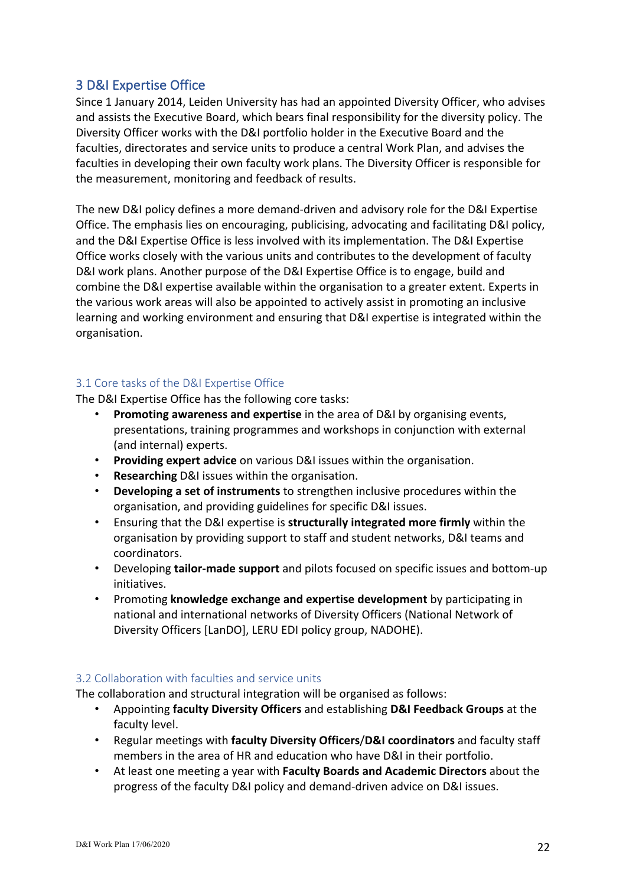## 3 D&I Expertise Office

Since 1 January 2014, Leiden University has had an appointed Diversity Officer, who advises and assists the Executive Board, which bears final responsibility for the diversity policy. The Diversity Officer works with the D&I portfolio holder in the Executive Board and the faculties, directorates and service units to produce a central Work Plan, and advises the faculties in developing their own faculty work plans. The Diversity Officer is responsible for the measurement, monitoring and feedback of results.

The new D&I policy defines a more demand-driven and advisory role for the D&I Expertise Office. The emphasis lies on encouraging, publicising, advocating and facilitating D&I policy, and the D&I Expertise Office is less involved with its implementation. The D&I Expertise Office works closely with the various units and contributes to the development of faculty D&I work plans. Another purpose of the D&I Expertise Office is to engage, build and combine the D&I expertise available within the organisation to a greater extent. Experts in the various work areas will also be appointed to actively assist in promoting an inclusive learning and working environment and ensuring that D&I expertise is integrated within the organisation.

### 3.1 Core tasks of the D&I Expertise Office

The D&I Expertise Office has the following core tasks:

- **Promoting awareness and expertise** in the area of D&I by organising events, presentations, training programmes and workshops in conjunction with external (and internal) experts.
- **Providing expert advice** on various D&I issues within the organisation.
- **Researching** D&I issues within the organisation.
- **Developing a set of instruments** to strengthen inclusive procedures within the organisation, and providing guidelines for specific D&I issues.
- Ensuring that the D&I expertise is **structurally integrated more firmly** within the organisation by providing support to staff and student networks, D&I teams and coordinators.
- Developing **tailor-made support** and pilots focused on specific issues and bottom-up initiatives.
- Promoting **knowledge exchange and expertise development** by participating in national and international networks of Diversity Officers (National Network of Diversity Officers [LanDO], LERU EDI policy group, NADOHE).

### 3.2 Collaboration with faculties and service units

The collaboration and structural integration will be organised as follows:

- Appointing **faculty Diversity Officers** and establishing **D&I Feedback Groups** at the faculty level.
- Regular meetings with **faculty Diversity Officers**/**D&I coordinators** and faculty staff members in the area of HR and education who have D&I in their portfolio.
- At least one meeting a year with **Faculty Boards and Academic Directors** about the progress of the faculty D&I policy and demand-driven advice on D&I issues.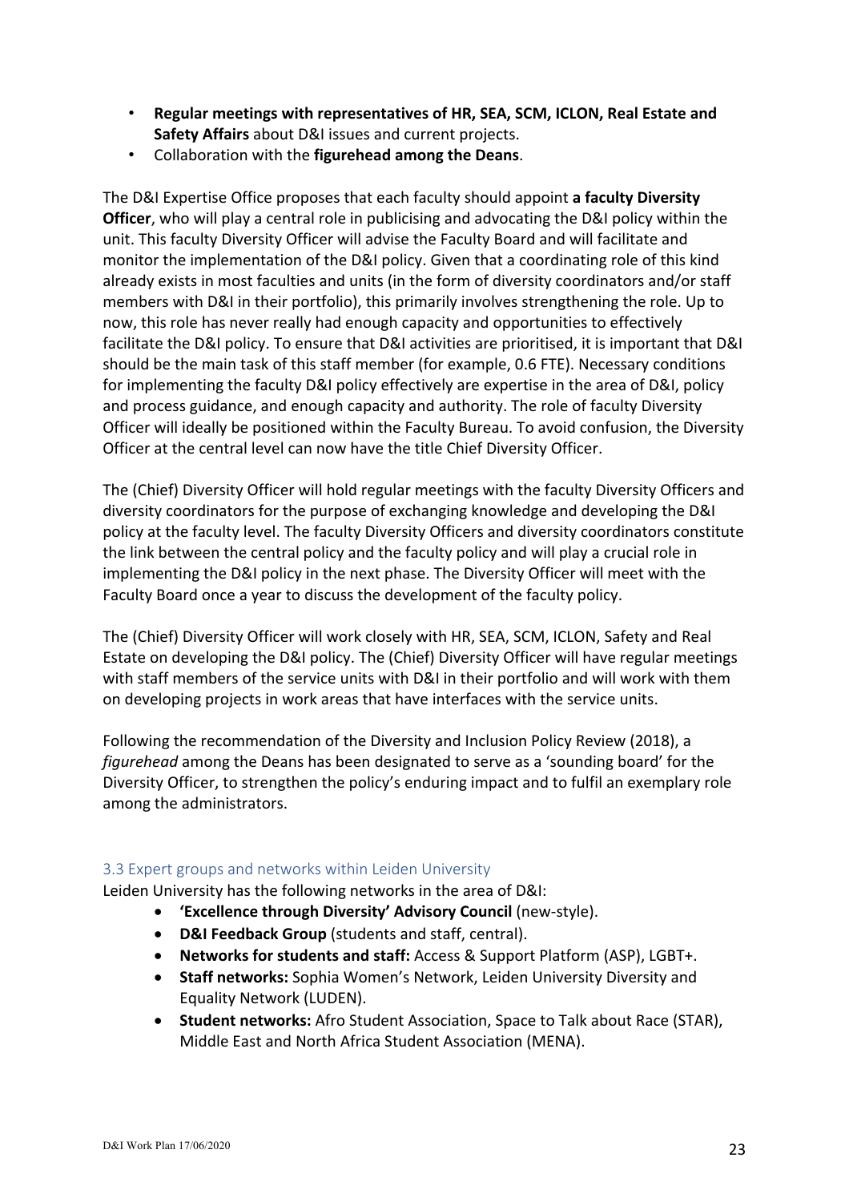- **Regular meetings with representatives of HR, SEA, SCM, ICLON, Real Estate and Safety Affairs** about D&I issues and current projects.
- Collaboration with the **figurehead among the Deans**.

The D&I Expertise Office proposes that each faculty should appoint **a faculty Diversity Officer**, who will play a central role in publicising and advocating the D&I policy within the unit. This faculty Diversity Officer will advise the Faculty Board and will facilitate and monitor the implementation of the D&I policy. Given that a coordinating role of this kind already exists in most faculties and units (in the form of diversity coordinators and/or staff members with D&I in their portfolio), this primarily involves strengthening the role. Up to now, this role has never really had enough capacity and opportunities to effectively facilitate the D&I policy. To ensure that D&I activities are prioritised, it is important that D&I should be the main task of this staff member (for example, 0.6 FTE). Necessary conditions for implementing the faculty D&I policy effectively are expertise in the area of D&I, policy and process guidance, and enough capacity and authority. The role of faculty Diversity Officer will ideally be positioned within the Faculty Bureau. To avoid confusion, the Diversity Officer at the central level can now have the title Chief Diversity Officer.

The (Chief) Diversity Officer will hold regular meetings with the faculty Diversity Officers and diversity coordinators for the purpose of exchanging knowledge and developing the D&I policy at the faculty level. The faculty Diversity Officers and diversity coordinators constitute the link between the central policy and the faculty policy and will play a crucial role in implementing the D&I policy in the next phase. The Diversity Officer will meet with the Faculty Board once a year to discuss the development of the faculty policy.

The (Chief) Diversity Officer will work closely with HR, SEA, SCM, ICLON, Safety and Real Estate on developing the D&I policy. The (Chief) Diversity Officer will have regular meetings with staff members of the service units with D&I in their portfolio and will work with them on developing projects in work areas that have interfaces with the service units.

Following the recommendation of the Diversity and Inclusion Policy Review (2018), a *figurehead* among the Deans has been designated to serve as a 'sounding board' for the Diversity Officer, to strengthen the policy's enduring impact and to fulfil an exemplary role among the administrators.

### 3.3 Expert groups and networks within Leiden University

Leiden University has the following networks in the area of D&I:

- **'Excellence through Diversity' Advisory Council** (new-style).
- **D&I Feedback Group** (students and staff, central).
- **Networks for students and staff:** Access & Support Platform (ASP), LGBT+.
- **Staff networks:** Sophia Women's Network, Leiden University Diversity and Equality Network (LUDEN).
- **Student networks:** Afro Student Association, Space to Talk about Race (STAR), Middle East and North Africa Student Association (MENA).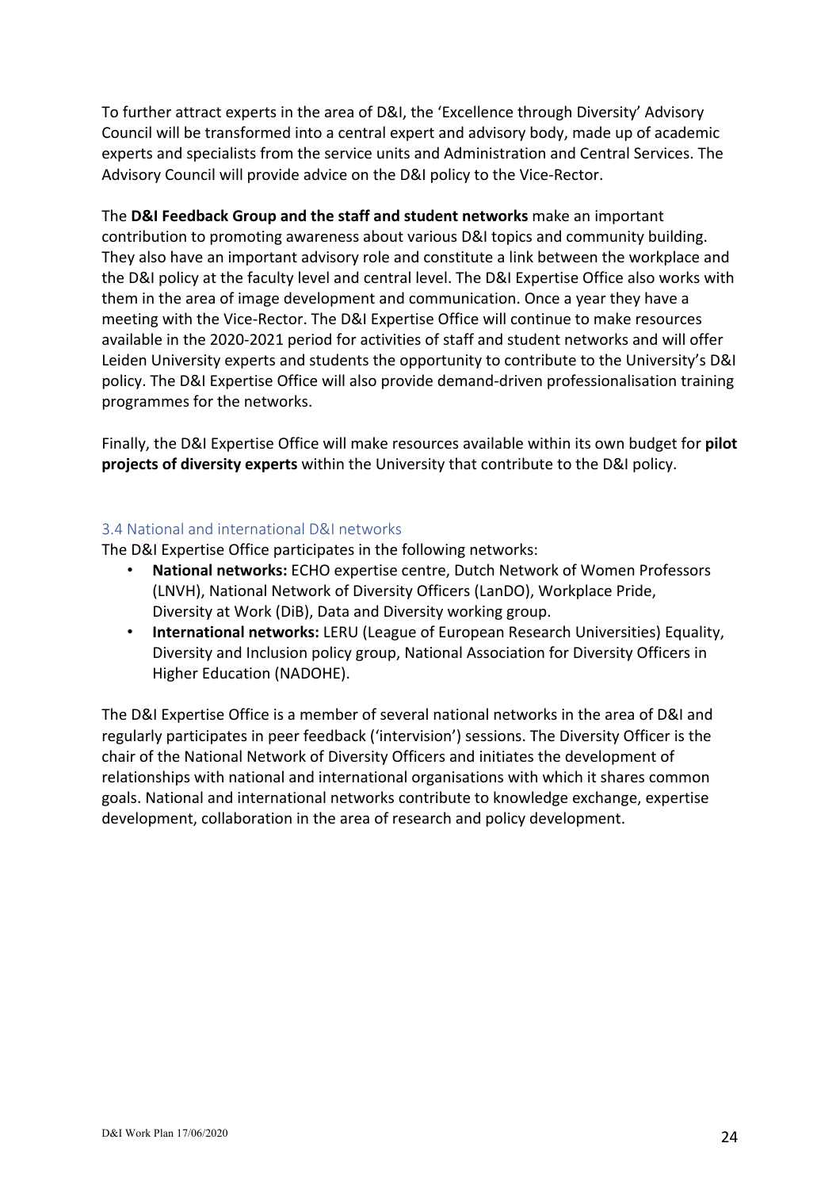To further attract experts in the area of D&I, the 'Excellence through Diversity' Advisory Council will be transformed into a central expert and advisory body, made up of academic experts and specialists from the service units and Administration and Central Services. The Advisory Council will provide advice on the D&I policy to the Vice-Rector.

The **D&I Feedback Group and the staff and student networks** make an important contribution to promoting awareness about various D&I topics and community building. They also have an important advisory role and constitute a link between the workplace and the D&I policy at the faculty level and central level. The D&I Expertise Office also works with them in the area of image development and communication. Once a year they have a meeting with the Vice-Rector. The D&I Expertise Office will continue to make resources available in the 2020-2021 period for activities of staff and student networks and will offer Leiden University experts and students the opportunity to contribute to the University's D&I policy. The D&I Expertise Office will also provide demand-driven professionalisation training programmes for the networks.

Finally, the D&I Expertise Office will make resources available within its own budget for **pilot projects of diversity experts** within the University that contribute to the D&I policy.

### 3.4 National and international D&I networks

The D&I Expertise Office participates in the following networks:

- **National networks:** ECHO expertise centre, Dutch Network of Women Professors (LNVH), National Network of Diversity Officers (LanDO), Workplace Pride, Diversity at Work (DiB), Data and Diversity working group.
- **International networks:** LERU (League of European Research Universities) Equality, Diversity and Inclusion policy group, National Association for Diversity Officers in Higher Education (NADOHE).

The D&I Expertise Office is a member of several national networks in the area of D&I and regularly participates in peer feedback ('intervision') sessions. The Diversity Officer is the chair of the National Network of Diversity Officers and initiates the development of relationships with national and international organisations with which it shares common goals. National and international networks contribute to knowledge exchange, expertise development, collaboration in the area of research and policy development.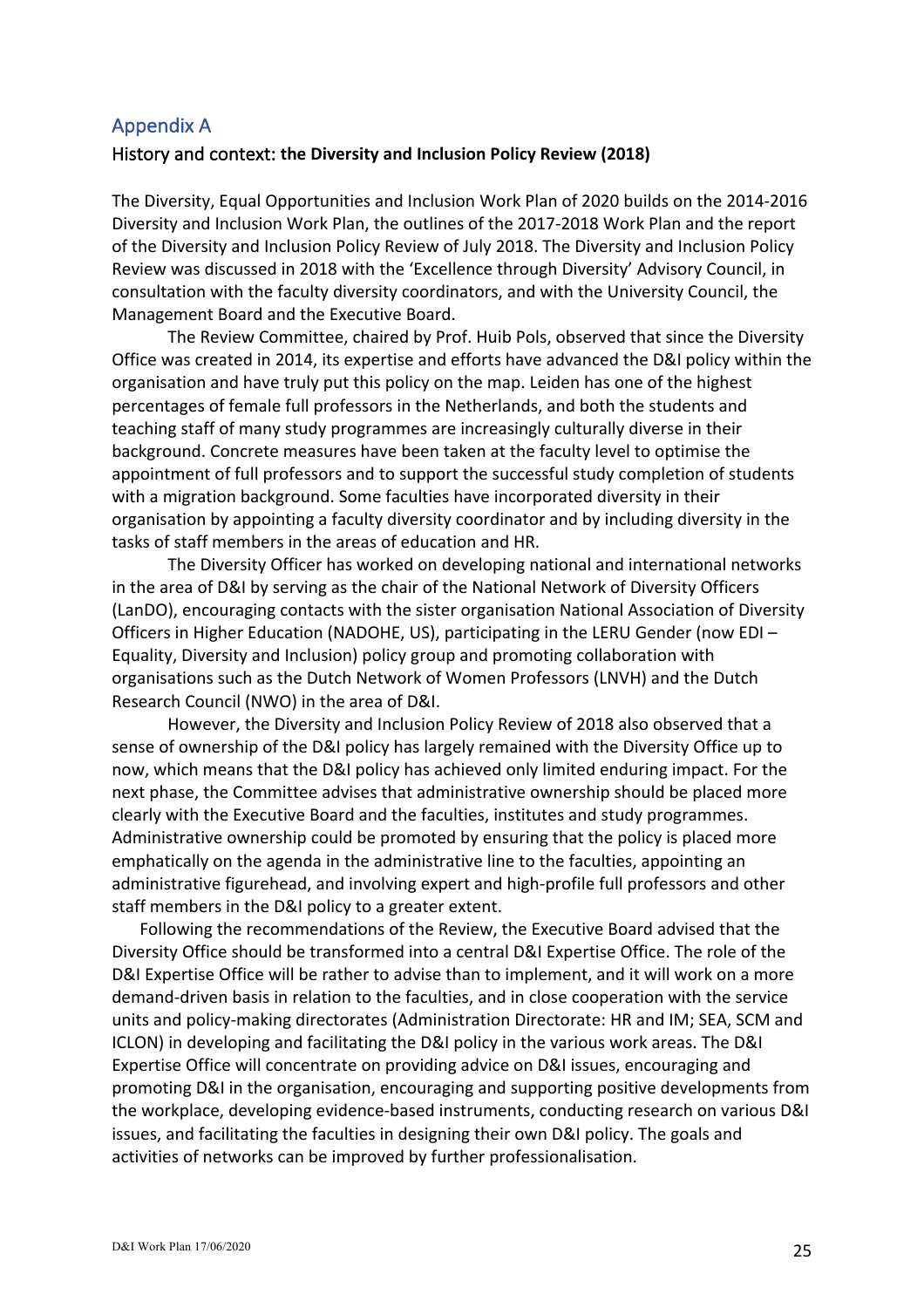## Appendix A

### History and context: **the Diversity and Inclusion Policy Review (2018)**

The Diversity, Equal Opportunities and Inclusion Work Plan of 2020 builds on the 2014-2016 Diversity and Inclusion Work Plan, the outlines of the 2017-2018 Work Plan and the report of the Diversity and Inclusion Policy Review of July 2018. The Diversity and Inclusion Policy Review was discussed in 2018 with the 'Excellence through Diversity' Advisory Council, in consultation with the faculty diversity coordinators, and with the University Council, the Management Board and the Executive Board.

The Review Committee, chaired by Prof. Huib Pols, observed that since the Diversity Office was created in 2014, its expertise and efforts have advanced the D&I policy within the organisation and have truly put this policy on the map. Leiden has one of the highest percentages of female full professors in the Netherlands, and both the students and teaching staff of many study programmes are increasingly culturally diverse in their background. Concrete measures have been taken at the faculty level to optimise the appointment of full professors and to support the successful study completion of students with a migration background. Some faculties have incorporated diversity in their organisation by appointing a faculty diversity coordinator and by including diversity in the tasks of staff members in the areas of education and HR.

The Diversity Officer has worked on developing national and international networks in the area of D&I by serving as the chair of the National Network of Diversity Officers (LanDO), encouraging contacts with the sister organisation National Association of Diversity Officers in Higher Education (NADOHE, US), participating in the LERU Gender (now EDI – Equality, Diversity and Inclusion) policy group and promoting collaboration with organisations such as the Dutch Network of Women Professors (LNVH) and the Dutch Research Council (NWO) in the area of D&I.

However, the Diversity and Inclusion Policy Review of 2018 also observed that a sense of ownership of the D&I policy has largely remained with the Diversity Office up to now, which means that the D&I policy has achieved only limited enduring impact. For the next phase, the Committee advises that administrative ownership should be placed more clearly with the Executive Board and the faculties, institutes and study programmes. Administrative ownership could be promoted by ensuring that the policy is placed more emphatically on the agenda in the administrative line to the faculties, appointing an administrative figurehead, and involving expert and high-profile full professors and other staff members in the D&I policy to a greater extent.

Following the recommendations of the Review, the Executive Board advised that the Diversity Office should be transformed into a central D&I Expertise Office. The role of the D&I Expertise Office will be rather to advise than to implement, and it will work on a more demand-driven basis in relation to the faculties, and in close cooperation with the service units and policy-making directorates (Administration Directorate: HR and IM; SEA, SCM and ICLON) in developing and facilitating the D&I policy in the various work areas. The D&I Expertise Office will concentrate on providing advice on D&I issues, encouraging and promoting D&I in the organisation, encouraging and supporting positive developments from the workplace, developing evidence-based instruments, conducting research on various D&I issues, and facilitating the faculties in designing their own D&I policy. The goals and activities of networks can be improved by further professionalisation.